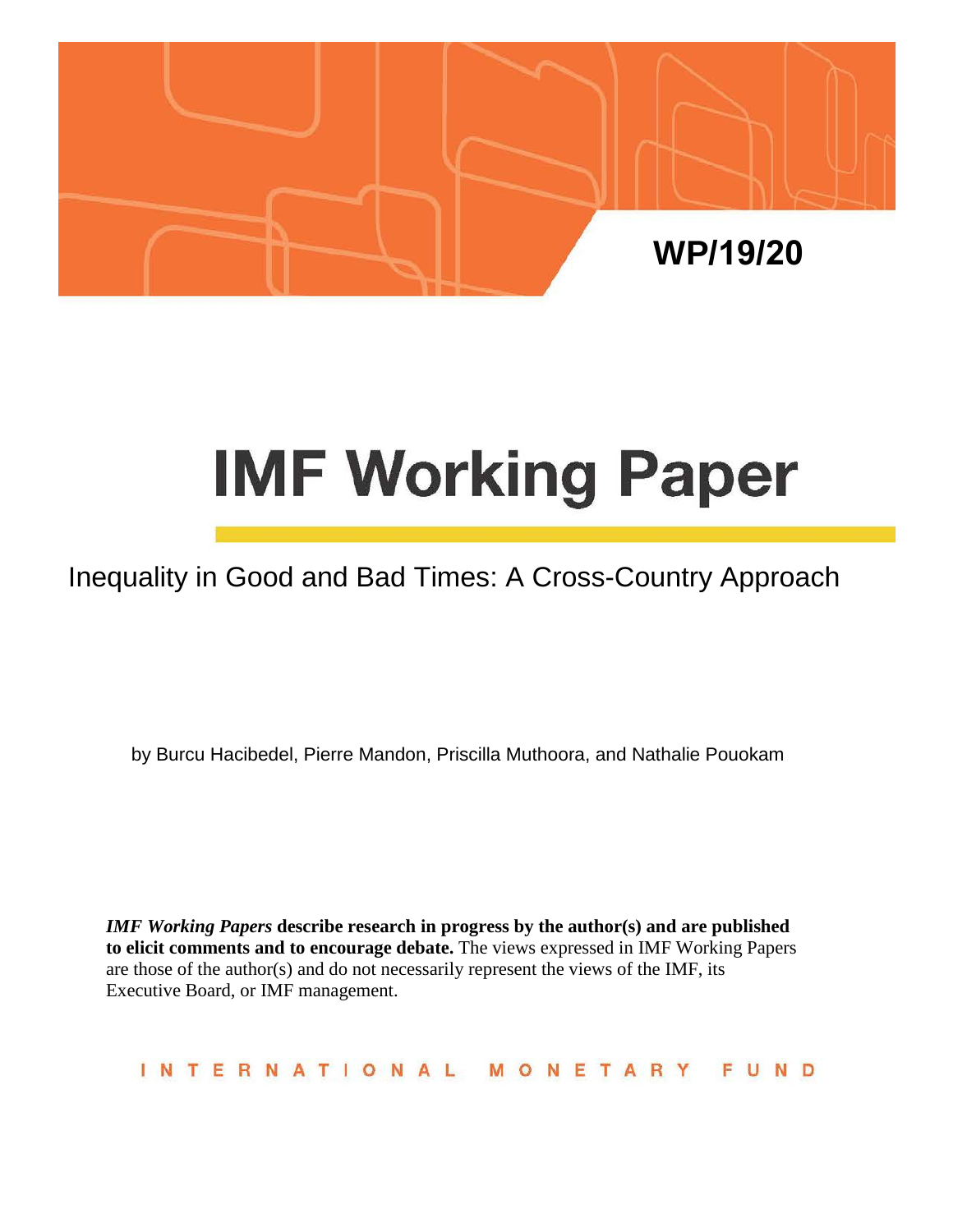WP/19/20

# IMF Working Paper

## Inequality in Good and Bad Times: A Cross-Country Approach

by Burcu Hacibedel, Pierre Mandon, Priscilla Muthoora, and Nathalie Pouokam

***IMF Working Papers* describe research in progress by the author(s) and are published to elicit comments and to encourage debate.** The views expressed in IMF Working Papers are those of the author(s) and do not necessarily represent the views of the IMF, its Executive Board, or IMF management.

INTERNATIONAL MONETARY FUND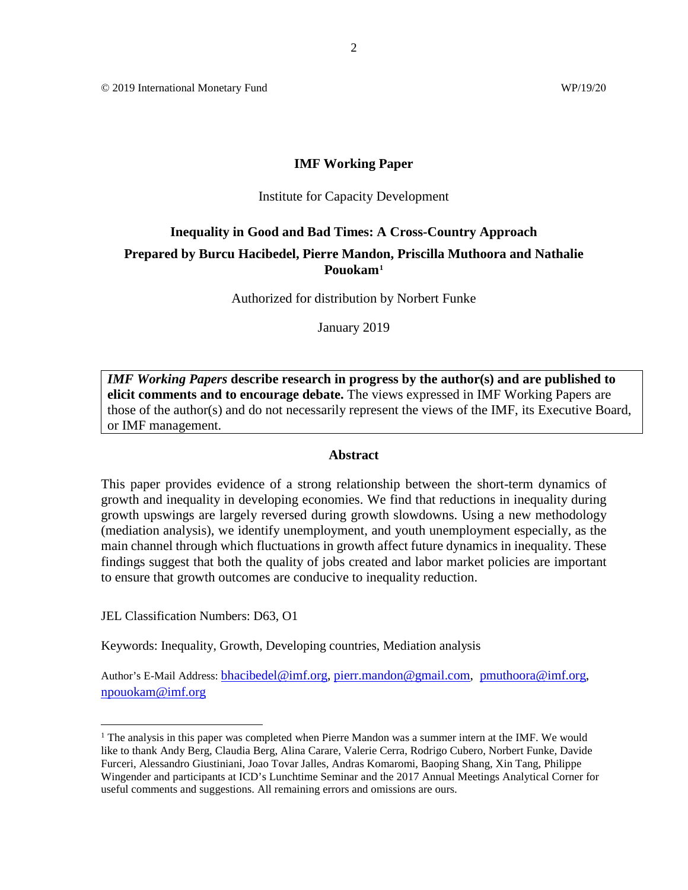© 2019 International Monetary Fund WP/19/20

**IMF Working Paper**

Institute for Capacity Development

**Inequality in Good and Bad Times: A Cross-Country Approach**

**Prepared by Burcu Hacibedel, Pierre Mandon, Priscilla Muthoora and Nathalie Pouokam**[1]

Authorized for distribution by Norbert Funke

January 2019

> ***IMF Working Papers* describe research in progress by the author(s) and are published to elicit comments and to encourage debate.** The views expressed in IMF Working Papers are those of the author(s) and do not necessarily represent the views of the IMF, its Executive Board, or IMF management.

## Abstract

This paper provides evidence of a strong relationship between the short-term dynamics of growth and inequality in developing economies. We find that reductions in inequality during growth upswings are largely reversed during growth slowdowns. Using a new methodology (mediation analysis), we identify unemployment, and youth unemployment especially, as the main channel through which fluctuations in growth affect future dynamics in inequality. These findings suggest that both the quality of jobs created and labor market policies are important to ensure that growth outcomes are conducive to inequality reduction.

JEL Classification Numbers: D63, O1

Keywords: Inequality, Growth, Developing countries, Mediation analysis

Author's E-Mail Address: bhacibedel@imf.org, pierr.mandon@gmail.com, pmuthoora@imf.org, npouokam@imf.org

---

[1] The analysis in this paper was completed when Pierre Mandon was a summer intern at the IMF. We would like to thank Andy Berg, Claudia Berg, Alina Carare, Valerie Cerra, Rodrigo Cubero, Norbert Funke, Davide Furceri, Alessandro Giustiniani, Joao Tovar Jalles, Andras Komaromi, Baoping Shang, Xin Tang, Philippe Wingender and participants at ICD's Lunchtime Seminar and the 2017 Annual Meetings Analytical Corner for useful comments and suggestions. All remaining errors and omissions are ours.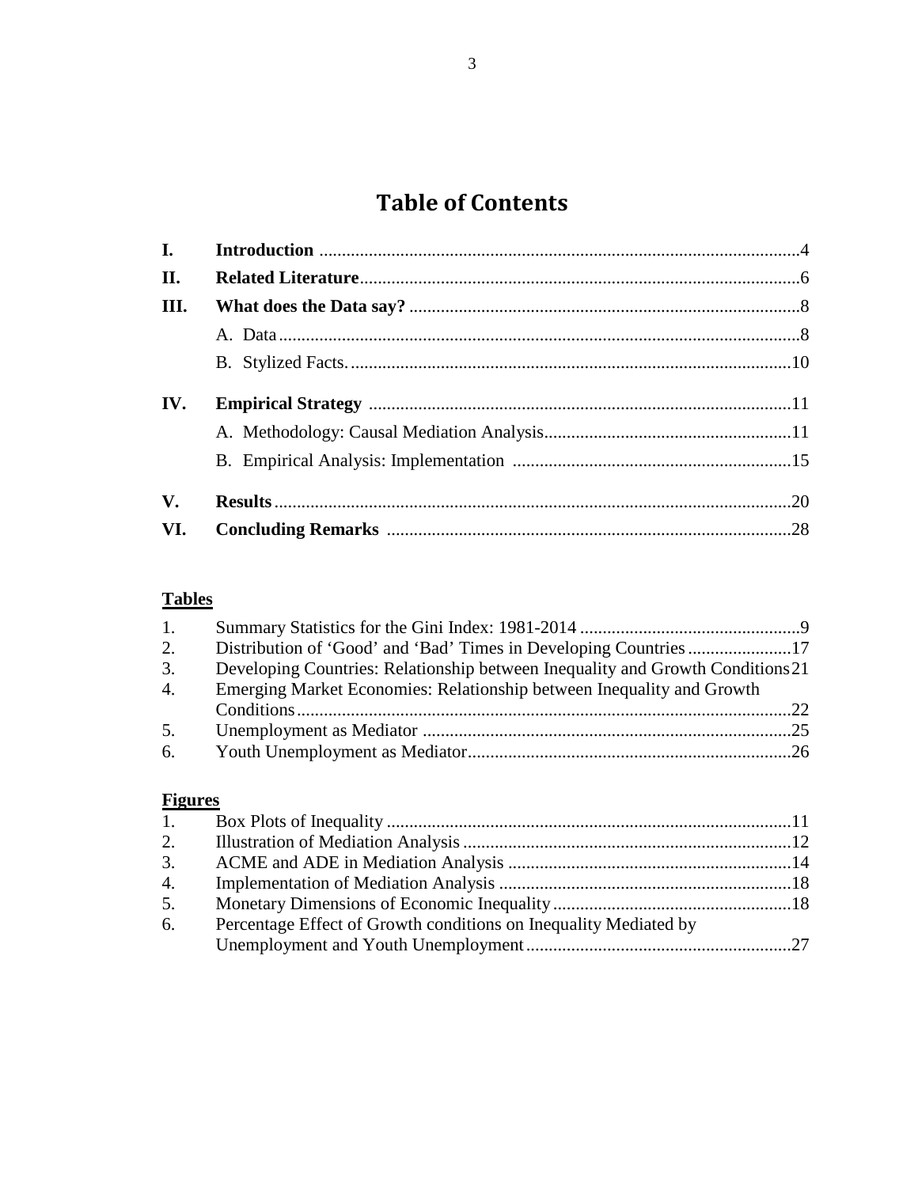# Table of Contents

| | | |
|---|---|---|
| **I.** | **Introduction** | 4 |
| **II.** | **Related Literature** | 6 |
| **III.** | **What does the Data say?** | 8 |
| | A. Data | 8 |
| | B. Stylized Facts. | 10 |
| **IV.** | **Empirical Strategy** | 11 |
| | A. Methodology: Causal Mediation Analysis | 11 |
| | B. Empirical Analysis: Implementation | 15 |
| **V.** | **Results** | 20 |
| **VI.** | **Concluding Remarks** | 28 |

## Tables

| | | |
|---|---|---|
| 1. | Summary Statistics for the Gini Index: 1981-2014 | 9 |
| 2. | Distribution of 'Good' and 'Bad' Times in Developing Countries | 17 |
| 3. | Developing Countries: Relationship between Inequality and Growth Conditions | 21 |
| 4. | Emerging Market Economies: Relationship between Inequality and Growth Conditions | 22 |
| 5. | Unemployment as Mediator | 25 |
| 6. | Youth Unemployment as Mediator | 26 |

## Figures

| | | |
|---|---|---|
| 1. | Box Plots of Inequality | 11 |
| 2. | Illustration of Mediation Analysis | 12 |
| 3. | ACME and ADE in Mediation Analysis | 14 |
| 4. | Implementation of Mediation Analysis | 18 |
| 5. | Monetary Dimensions of Economic Inequality | 18 |
| 6. | Percentage Effect of Growth conditions on Inequality Mediated by Unemployment and Youth Unemployment | 27 |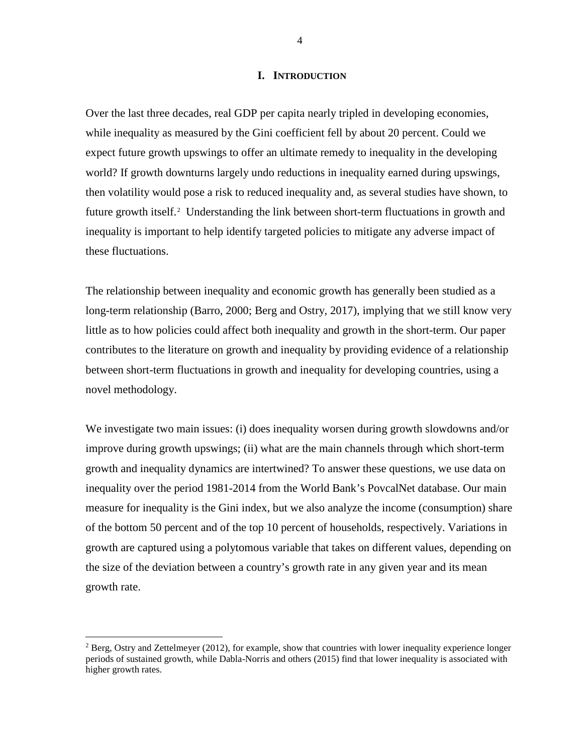# I. INTRODUCTION

Over the last three decades, real GDP per capita nearly tripled in developing economies, while inequality as measured by the Gini coefficient fell by about 20 percent. Could we expect future growth upswings to offer an ultimate remedy to inequality in the developing world? If growth downturns largely undo reductions in inequality earned during upswings, then volatility would pose a risk to reduced inequality and, as several studies have shown, to future growth itself.[2] Understanding the link between short-term fluctuations in growth and inequality is important to help identify targeted policies to mitigate any adverse impact of these fluctuations.

The relationship between inequality and economic growth has generally been studied as a long-term relationship (Barro, 2000; Berg and Ostry, 2017), implying that we still know very little as to how policies could affect both inequality and growth in the short-term. Our paper contributes to the literature on growth and inequality by providing evidence of a relationship between short-term fluctuations in growth and inequality for developing countries, using a novel methodology.

We investigate two main issues: (i) does inequality worsen during growth slowdowns and/or improve during growth upswings; (ii) what are the main channels through which short-term growth and inequality dynamics are intertwined? To answer these questions, we use data on inequality over the period 1981-2014 from the World Bank's PovcalNet database. Our main measure for inequality is the Gini index, but we also analyze the income (consumption) share of the bottom 50 percent and of the top 10 percent of households, respectively. Variations in growth are captured using a polytomous variable that takes on different values, depending on the size of the deviation between a country's growth rate in any given year and its mean growth rate.

---

[2] Berg, Ostry and Zettelmeyer (2012), for example, show that countries with lower inequality experience longer periods of sustained growth, while Dabla-Norris and others (2015) find that lower inequality is associated with higher growth rates.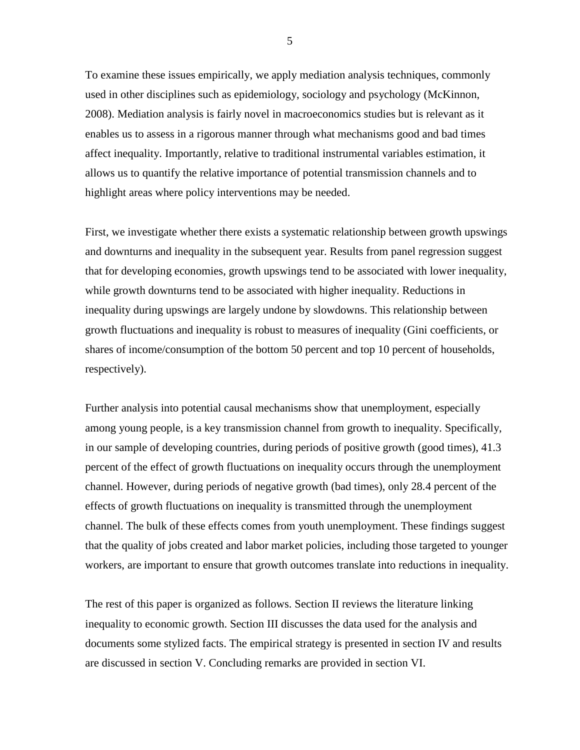To examine these issues empirically, we apply mediation analysis techniques, commonly used in other disciplines such as epidemiology, sociology and psychology (McKinnon, 2008). Mediation analysis is fairly novel in macroeconomics studies but is relevant as it enables us to assess in a rigorous manner through what mechanisms good and bad times affect inequality. Importantly, relative to traditional instrumental variables estimation, it allows us to quantify the relative importance of potential transmission channels and to highlight areas where policy interventions may be needed.

First, we investigate whether there exists a systematic relationship between growth upswings and downturns and inequality in the subsequent year. Results from panel regression suggest that for developing economies, growth upswings tend to be associated with lower inequality, while growth downturns tend to be associated with higher inequality. Reductions in inequality during upswings are largely undone by slowdowns. This relationship between growth fluctuations and inequality is robust to measures of inequality (Gini coefficients, or shares of income/consumption of the bottom 50 percent and top 10 percent of households, respectively).

Further analysis into potential causal mechanisms show that unemployment, especially among young people, is a key transmission channel from growth to inequality. Specifically, in our sample of developing countries, during periods of positive growth (good times), 41.3 percent of the effect of growth fluctuations on inequality occurs through the unemployment channel. However, during periods of negative growth (bad times), only 28.4 percent of the effects of growth fluctuations on inequality is transmitted through the unemployment channel. The bulk of these effects comes from youth unemployment. These findings suggest that the quality of jobs created and labor market policies, including those targeted to younger workers, are important to ensure that growth outcomes translate into reductions in inequality.

The rest of this paper is organized as follows. Section II reviews the literature linking inequality to economic growth. Section III discusses the data used for the analysis and documents some stylized facts. The empirical strategy is presented in section IV and results are discussed in section V. Concluding remarks are provided in section VI.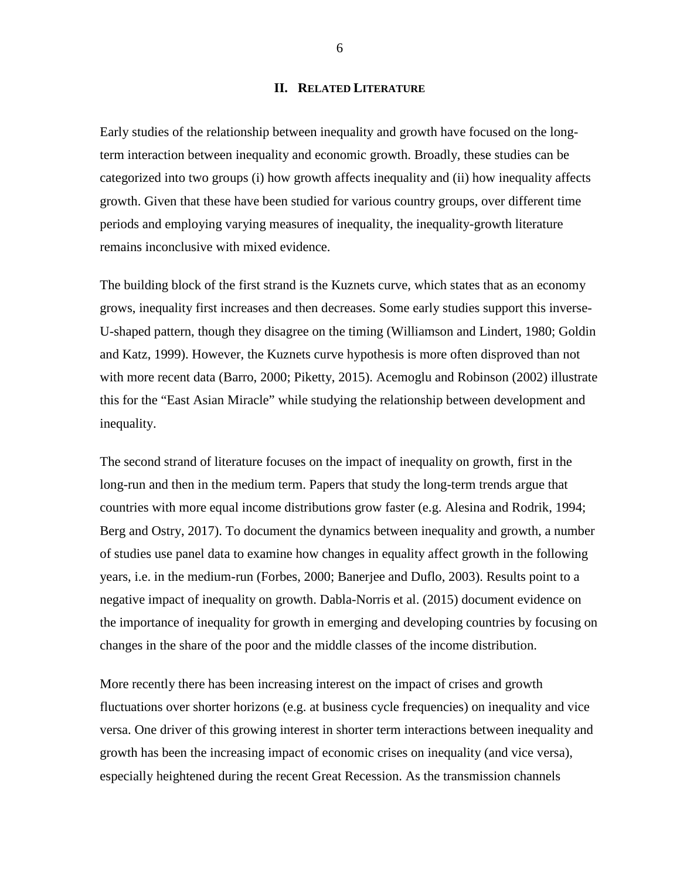## II. Related Literature

Early studies of the relationship between inequality and growth have focused on the long-term interaction between inequality and economic growth. Broadly, these studies can be categorized into two groups (i) how growth affects inequality and (ii) how inequality affects growth. Given that these have been studied for various country groups, over different time periods and employing varying measures of inequality, the inequality-growth literature remains inconclusive with mixed evidence.

The building block of the first strand is the Kuznets curve, which states that as an economy grows, inequality first increases and then decreases. Some early studies support this inverse-U-shaped pattern, though they disagree on the timing (Williamson and Lindert, 1980; Goldin and Katz, 1999). However, the Kuznets curve hypothesis is more often disproved than not with more recent data (Barro, 2000; Piketty, 2015). Acemoglu and Robinson (2002) illustrate this for the "East Asian Miracle" while studying the relationship between development and inequality.

The second strand of literature focuses on the impact of inequality on growth, first in the long-run and then in the medium term. Papers that study the long-term trends argue that countries with more equal income distributions grow faster (e.g. Alesina and Rodrik, 1994; Berg and Ostry, 2017). To document the dynamics between inequality and growth, a number of studies use panel data to examine how changes in equality affect growth in the following years, i.e. in the medium-run (Forbes, 2000; Banerjee and Duflo, 2003). Results point to a negative impact of inequality on growth. Dabla-Norris et al. (2015) document evidence on the importance of inequality for growth in emerging and developing countries by focusing on changes in the share of the poor and the middle classes of the income distribution.

More recently there has been increasing interest on the impact of crises and growth fluctuations over shorter horizons (e.g. at business cycle frequencies) on inequality and vice versa. One driver of this growing interest in shorter term interactions between inequality and growth has been the increasing impact of economic crises on inequality (and vice versa), especially heightened during the recent Great Recession. As the transmission channels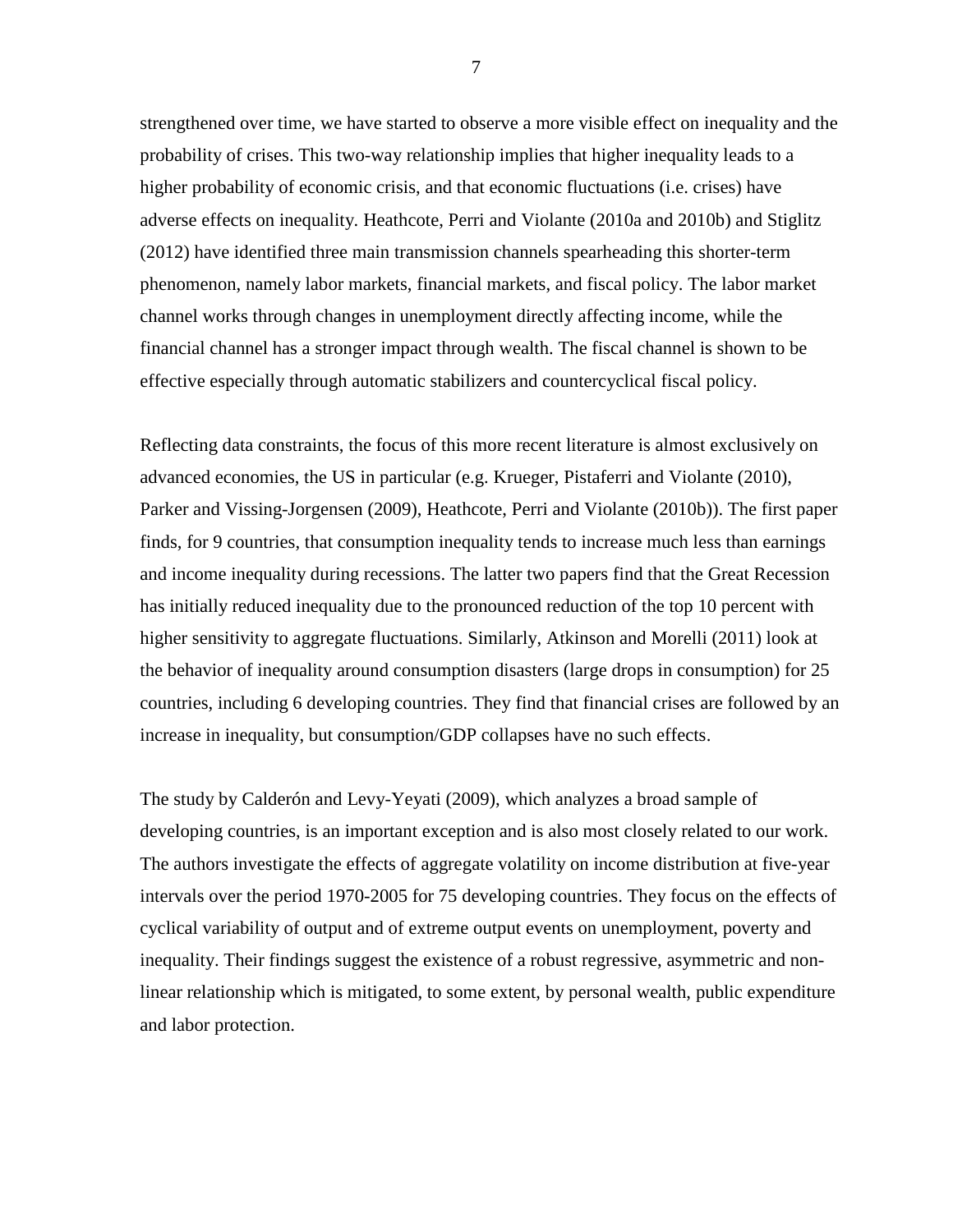strengthened over time, we have started to observe a more visible effect on inequality and the probability of crises. This two-way relationship implies that higher inequality leads to a higher probability of economic crisis, and that economic fluctuations (i.e. crises) have adverse effects on inequality. Heathcote, Perri and Violante (2010a and 2010b) and Stiglitz (2012) have identified three main transmission channels spearheading this shorter-term phenomenon, namely labor markets, financial markets, and fiscal policy. The labor market channel works through changes in unemployment directly affecting income, while the financial channel has a stronger impact through wealth. The fiscal channel is shown to be effective especially through automatic stabilizers and countercyclical fiscal policy.

Reflecting data constraints, the focus of this more recent literature is almost exclusively on advanced economies, the US in particular (e.g. Krueger, Pistaferri and Violante (2010), Parker and Vissing-Jorgensen (2009), Heathcote, Perri and Violante (2010b)). The first paper finds, for 9 countries, that consumption inequality tends to increase much less than earnings and income inequality during recessions. The latter two papers find that the Great Recession has initially reduced inequality due to the pronounced reduction of the top 10 percent with higher sensitivity to aggregate fluctuations. Similarly, Atkinson and Morelli (2011) look at the behavior of inequality around consumption disasters (large drops in consumption) for 25 countries, including 6 developing countries. They find that financial crises are followed by an increase in inequality, but consumption/GDP collapses have no such effects.

The study by Calderón and Levy-Yeyati (2009), which analyzes a broad sample of developing countries, is an important exception and is also most closely related to our work. The authors investigate the effects of aggregate volatility on income distribution at five-year intervals over the period 1970-2005 for 75 developing countries. They focus on the effects of cyclical variability of output and of extreme output events on unemployment, poverty and inequality. Their findings suggest the existence of a robust regressive, asymmetric and non-linear relationship which is mitigated, to some extent, by personal wealth, public expenditure and labor protection.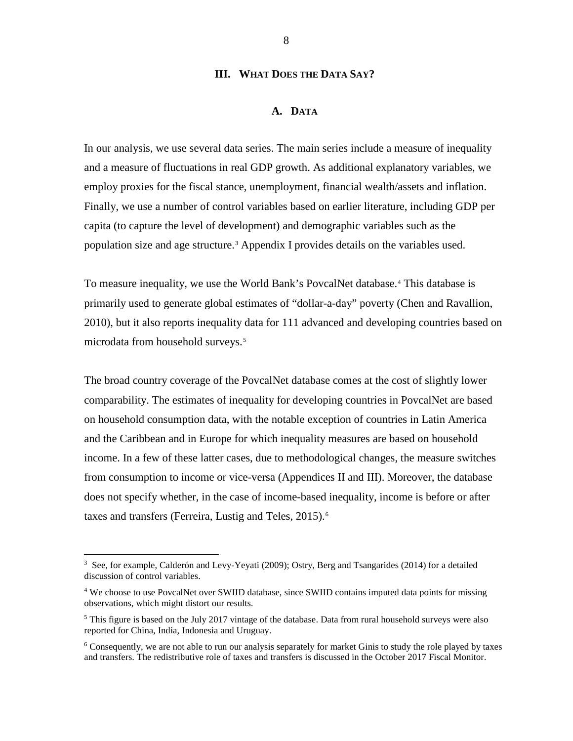## III. WHAT DOES THE DATA SAY?

### A. DATA

In our analysis, we use several data series. The main series include a measure of inequality and a measure of fluctuations in real GDP growth. As additional explanatory variables, we employ proxies for the fiscal stance, unemployment, financial wealth/assets and inflation. Finally, we use a number of control variables based on earlier literature, including GDP per capita (to capture the level of development) and demographic variables such as the population size and age structure.[3] Appendix I provides details on the variables used.

To measure inequality, we use the World Bank's PovcalNet database.[4] This database is primarily used to generate global estimates of "dollar-a-day" poverty (Chen and Ravallion, 2010), but it also reports inequality data for 111 advanced and developing countries based on microdata from household surveys.[5]

The broad country coverage of the PovcalNet database comes at the cost of slightly lower comparability. The estimates of inequality for developing countries in PovcalNet are based on household consumption data, with the notable exception of countries in Latin America and the Caribbean and in Europe for which inequality measures are based on household income. In a few of these latter cases, due to methodological changes, the measure switches from consumption to income or vice-versa (Appendices II and III). Moreover, the database does not specify whether, in the case of income-based inequality, income is before or after taxes and transfers (Ferreira, Lustig and Teles, 2015).[6]

---

[3] See, for example, Calderón and Levy-Yeyati (2009); Ostry, Berg and Tsangarides (2014) for a detailed discussion of control variables.

[4] We choose to use PovcalNet over SWIID database, since SWIID contains imputed data points for missing observations, which might distort our results.

[5] This figure is based on the July 2017 vintage of the database. Data from rural household surveys were also reported for China, India, Indonesia and Uruguay.

[6] Consequently, we are not able to run our analysis separately for market Ginis to study the role played by taxes and transfers. The redistributive role of taxes and transfers is discussed in the October 2017 Fiscal Monitor.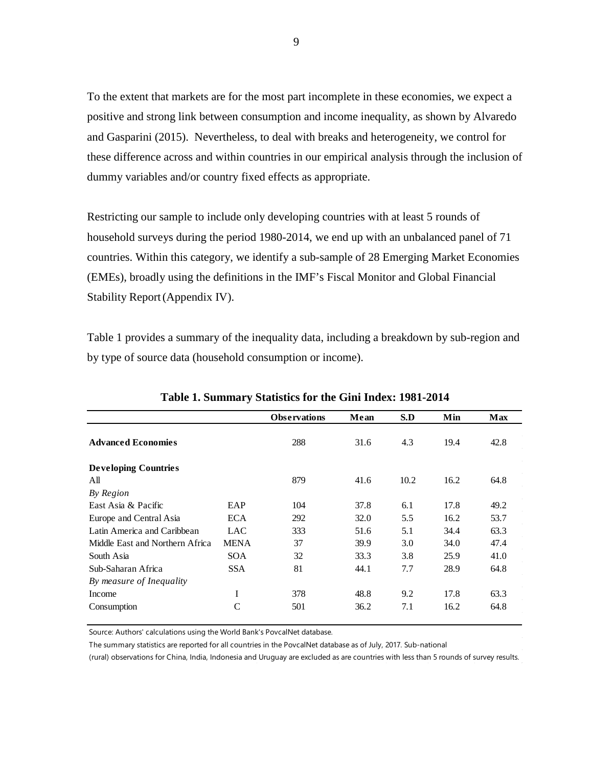To the extent that markets are for the most part incomplete in these economies, we expect a positive and strong link between consumption and income inequality, as shown by Alvaredo and Gasparini (2015). Nevertheless, to deal with breaks and heterogeneity, we control for these difference across and within countries in our empirical analysis through the inclusion of dummy variables and/or country fixed effects as appropriate.

Restricting our sample to include only developing countries with at least 5 rounds of household surveys during the period 1980-2014, we end up with an unbalanced panel of 71 countries. Within this category, we identify a sub-sample of 28 Emerging Market Economies (EMEs), broadly using the definitions in the IMF's Fiscal Monitor and Global Financial Stability Report (Appendix IV).

Table 1 provides a summary of the inequality data, including a breakdown by sub-region and by type of source data (household consumption or income).

**Table 1. Summary Statistics for the Gini Index: 1981-2014**

| | | Observations | Mean | S.D | Min | Max |
|---|---|---|---|---|---|---|
| **Advanced Economies** | | 288 | 31.6 | 4.3 | 19.4 | 42.8 |
| **Developing Countries** | | | | | | |
| All | | 879 | 41.6 | 10.2 | 16.2 | 64.8 |
| *By Region* | | | | | | |
| East Asia & Pacific | EAP | 104 | 37.8 | 6.1 | 17.8 | 49.2 |
| Europe and Central Asia | ECA | 292 | 32.0 | 5.5 | 16.2 | 53.7 |
| Latin America and Caribbean | LAC | 333 | 51.6 | 5.1 | 34.4 | 63.3 |
| Middle East and Northern Africa | MENA | 37 | 39.9 | 3.0 | 34.0 | 47.4 |
| South Asia | SOA | 32 | 33.3 | 3.8 | 25.9 | 41.0 |
| Sub-Saharan Africa | SSA | 81 | 44.1 | 7.7 | 28.9 | 64.8 |
| *By measure of Inequality* | | | | | | |
| Income | I | 378 | 48.8 | 9.2 | 17.8 | 63.3 |
| Consumption | C | 501 | 36.2 | 7.1 | 16.2 | 64.8 |

Source: Authors' calculations using the World Bank's PovcalNet database.

The summary statistics are reported for all countries in the PovcalNet database as of July, 2017. Sub-national (rural) observations for China, India, Indonesia and Uruguay are excluded as are countries with less than 5 rounds of survey results.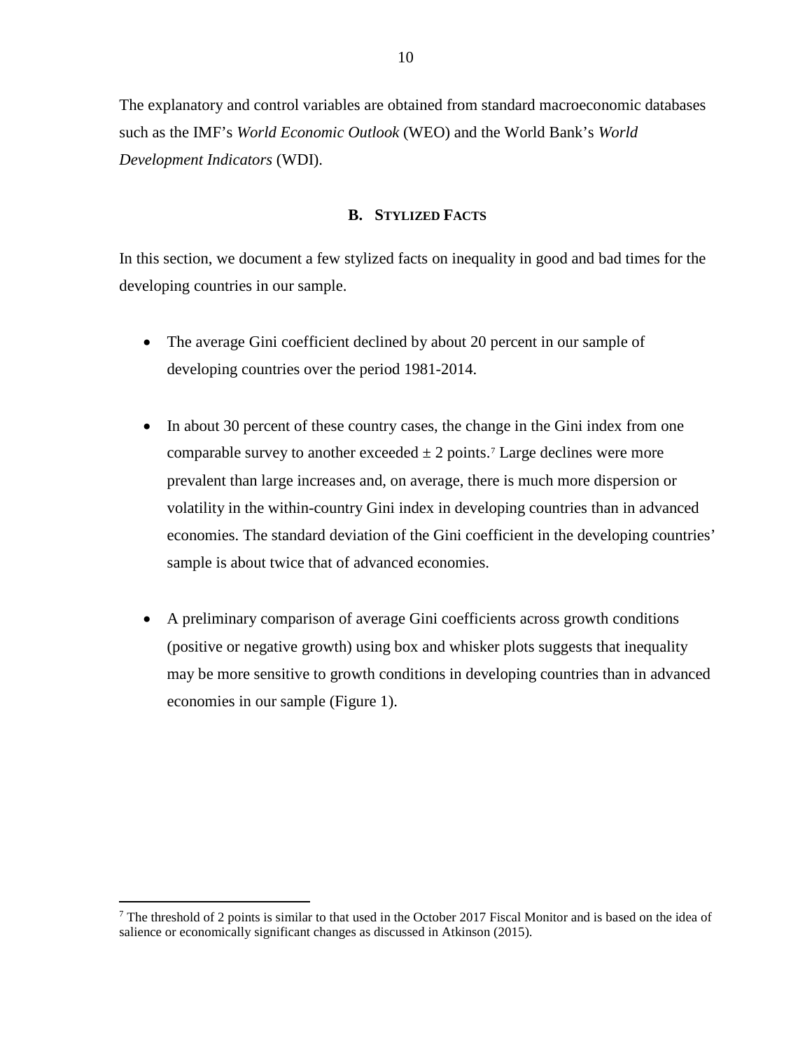The explanatory and control variables are obtained from standard macroeconomic databases such as the IMF's *World Economic Outlook* (WEO) and the World Bank's *World Development Indicators* (WDI).

## B. Stylized Facts

In this section, we document a few stylized facts on inequality in good and bad times for the developing countries in our sample.

- The average Gini coefficient declined by about 20 percent in our sample of developing countries over the period 1981-2014.

- In about 30 percent of these country cases, the change in the Gini index from one comparable survey to another exceeded $\pm$ 2 points.[7] Large declines were more prevalent than large increases and, on average, there is much more dispersion or volatility in the within-country Gini index in developing countries than in advanced economies. The standard deviation of the Gini coefficient in the developing countries' sample is about twice that of advanced economies.

- A preliminary comparison of average Gini coefficients across growth conditions (positive or negative growth) using box and whisker plots suggests that inequality may be more sensitive to growth conditions in developing countries than in advanced economies in our sample (Figure 1).

[7] The threshold of 2 points is similar to that used in the October 2017 Fiscal Monitor and is based on the idea of salience or economically significant changes as discussed in Atkinson (2015).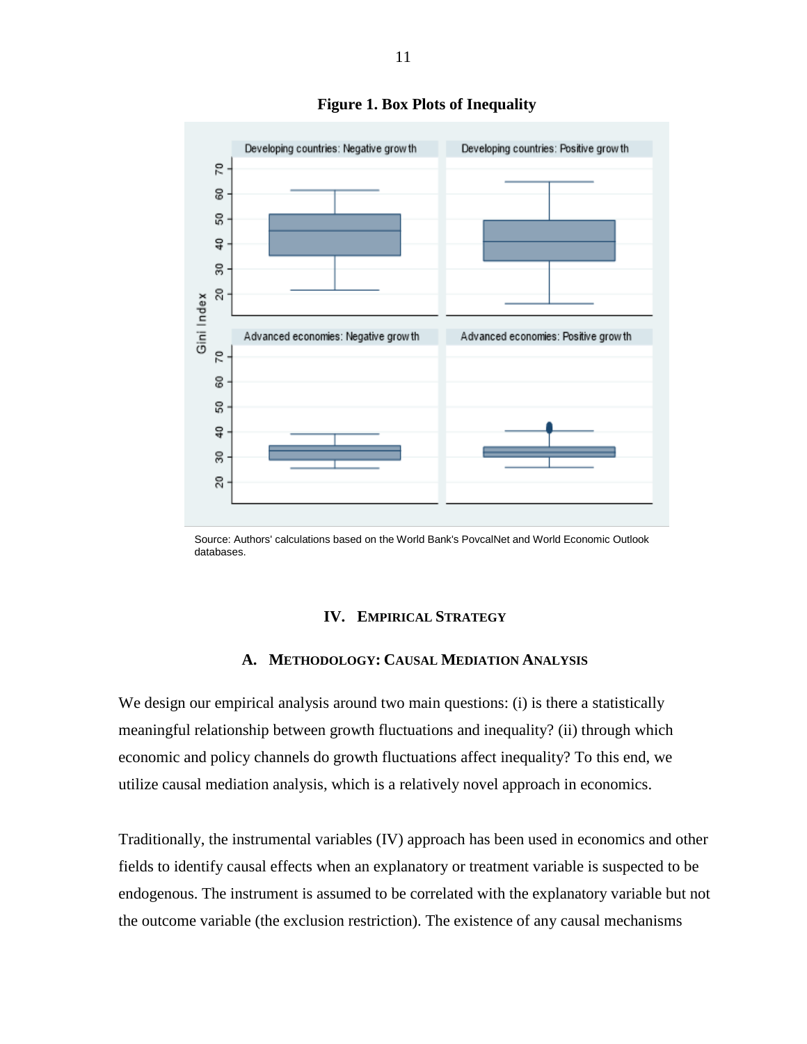**Figure 1. Box Plots of Inequality**

Source: Authors' calculations based on the World Bank's PovcalNet and World Economic Outlook databases.

## IV. Empirical Strategy

### A. Methodology: Causal Mediation Analysis

We design our empirical analysis around two main questions: (i) is there a statistically meaningful relationship between growth fluctuations and inequality? (ii) through which economic and policy channels do growth fluctuations affect inequality? To this end, we utilize causal mediation analysis, which is a relatively novel approach in economics.

Traditionally, the instrumental variables (IV) approach has been used in economics and other fields to identify causal effects when an explanatory or treatment variable is suspected to be endogenous. The instrument is assumed to be correlated with the explanatory variable but not the outcome variable (the exclusion restriction). The existence of any causal mechanisms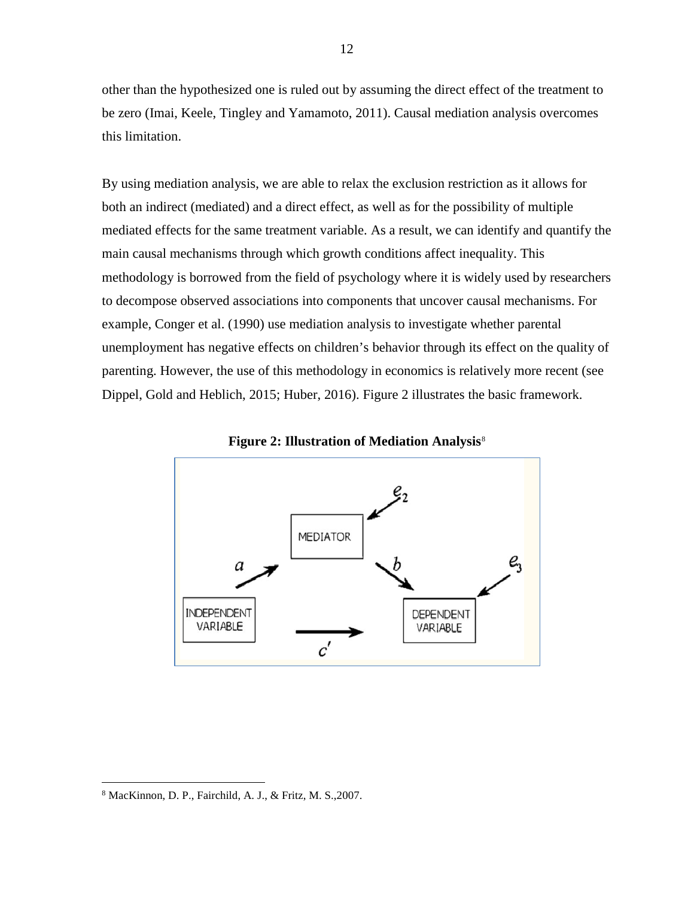other than the hypothesized one is ruled out by assuming the direct effect of the treatment to be zero (Imai, Keele, Tingley and Yamamoto, 2011). Causal mediation analysis overcomes this limitation.

By using mediation analysis, we are able to relax the exclusion restriction as it allows for both an indirect (mediated) and a direct effect, as well as for the possibility of multiple mediated effects for the same treatment variable. As a result, we can identify and quantify the main causal mechanisms through which growth conditions affect inequality. This methodology is borrowed from the field of psychology where it is widely used by researchers to decompose observed associations into components that uncover causal mechanisms. For example, Conger et al. (1990) use mediation analysis to investigate whether parental unemployment has negative effects on children's behavior through its effect on the quality of parenting. However, the use of this methodology in economics is relatively more recent (see Dippel, Gold and Heblich, 2015; Huber, 2016). Figure 2 illustrates the basic framework.

**Figure 2: Illustration of Mediation Analysis**[8]

[8] MacKinnon, D. P., Fairchild, A. J., & Fritz, M. S.,2007.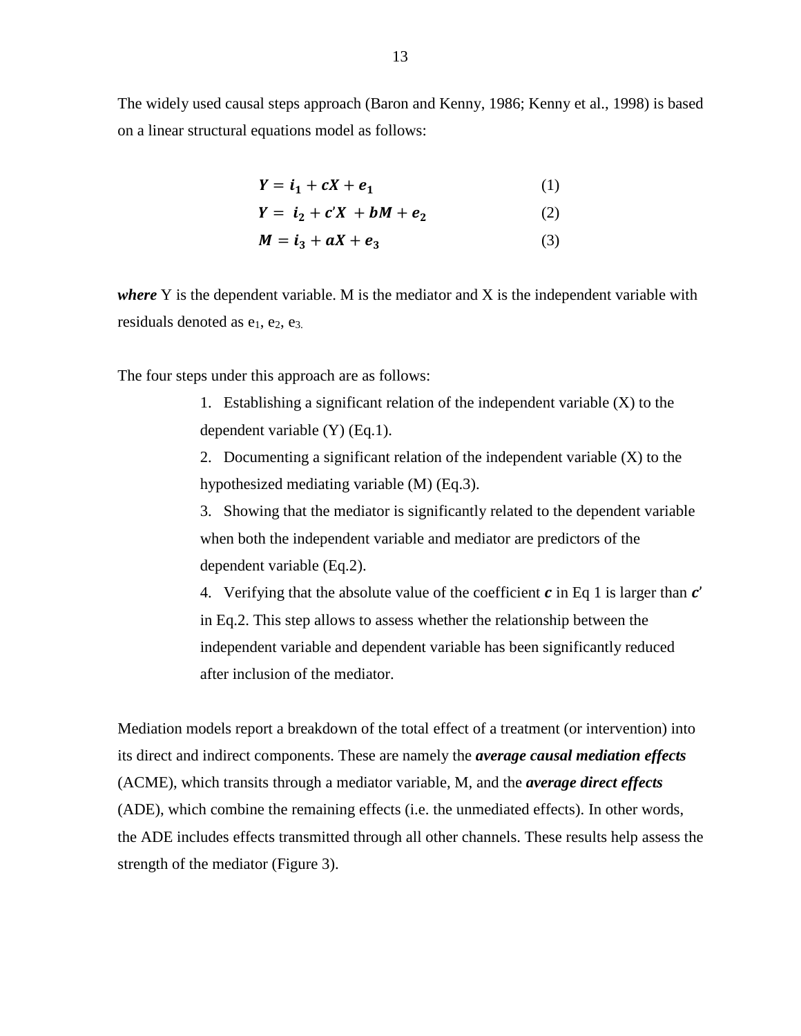The widely used causal steps approach (Baron and Kenny, 1986; Kenny et al., 1998) is based on a linear structural equations model as follows:

$$\boldsymbol{Y = i_1 + cX + e_1} \qquad (1)$$

$$\boldsymbol{Y = i_2 + c'X + bM + e_2} \qquad (2)$$

$$\boldsymbol{M = i_3 + aX + e_3} \qquad (3)$$

***where*** Y is the dependent variable. M is the mediator and X is the independent variable with residuals denoted as $e_1$, $e_2$, $e_3$.

The four steps under this approach are as follows:

1. Establishing a significant relation of the independent variable (X) to the dependent variable (Y) (Eq.1).
2. Documenting a significant relation of the independent variable (X) to the hypothesized mediating variable (M) (Eq.3).
3. Showing that the mediator is significantly related to the dependent variable when both the independent variable and mediator are predictors of the dependent variable (Eq.2).
4. Verifying that the absolute value of the coefficient $\boldsymbol{c}$ in Eq 1 is larger than $\boldsymbol{c'}$ in Eq.2. This step allows to assess whether the relationship between the independent variable and dependent variable has been significantly reduced after inclusion of the mediator.

Mediation models report a breakdown of the total effect of a treatment (or intervention) into its direct and indirect components. These are namely the ***average causal mediation effects*** (ACME), which transits through a mediator variable, M, and the ***average direct effects*** (ADE), which combine the remaining effects (i.e. the unmediated effects). In other words, the ADE includes effects transmitted through all other channels. These results help assess the strength of the mediator (Figure 3).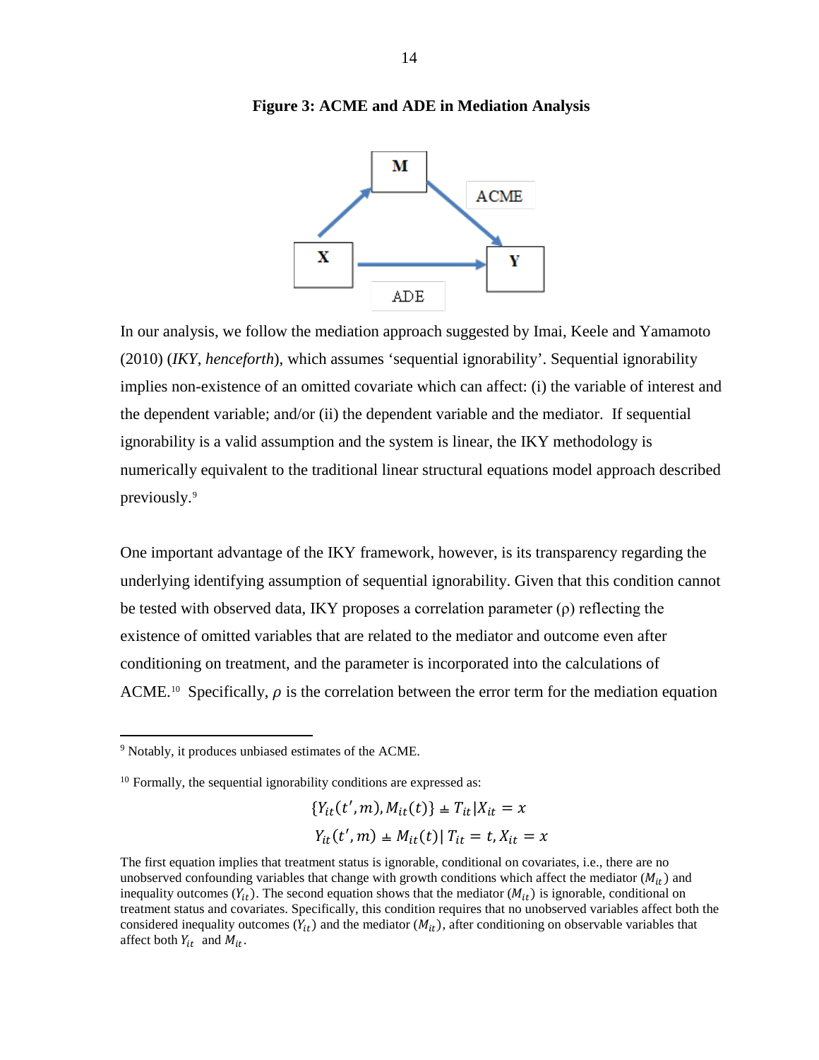**Figure 3: ACME and ADE in Mediation Analysis**

In our analysis, we follow the mediation approach suggested by Imai, Keele and Yamamoto (2010) (*IKY*, *henceforth*), which assumes 'sequential ignorability'. Sequential ignorability implies non-existence of an omitted covariate which can affect: (i) the variable of interest and the dependent variable; and/or (ii) the dependent variable and the mediator. If sequential ignorability is a valid assumption and the system is linear, the IKY methodology is numerically equivalent to the traditional linear structural equations model approach described previously.[9]

One important advantage of the IKY framework, however, is its transparency regarding the underlying identifying assumption of sequential ignorability. Given that this condition cannot be tested with observed data, IKY proposes a correlation parameter (ρ) reflecting the existence of omitted variables that are related to the mediator and outcome even after conditioning on treatment, and the parameter is incorporated into the calculations of ACME.[10] Specifically, $\rho$ is the correlation between the error term for the mediation equation

---

[9] Notably, it produces unbiased estimates of the ACME.

[10] Formally, the sequential ignorability conditions are expressed as:

$$\{Y_{it}(t',m), M_{it}(t)\} \perp T_{it} | X_{it} = x$$

$$Y_{it}(t',m) \perp M_{it}(t) |\, T_{it} = t, X_{it} = x$$

The first equation implies that treatment status is ignorable, conditional on covariates, i.e., there are no unobserved confounding variables that change with growth conditions which affect the mediator ($M_{it}$) and inequality outcomes ($Y_{it}$). The second equation shows that the mediator ($M_{it}$) is ignorable, conditional on treatment status and covariates. Specifically, this condition requires that no unobserved variables affect both the considered inequality outcomes ($Y_{it}$) and the mediator ($M_{it}$), after conditioning on observable variables that affect both $Y_{it}$ and $M_{it}$.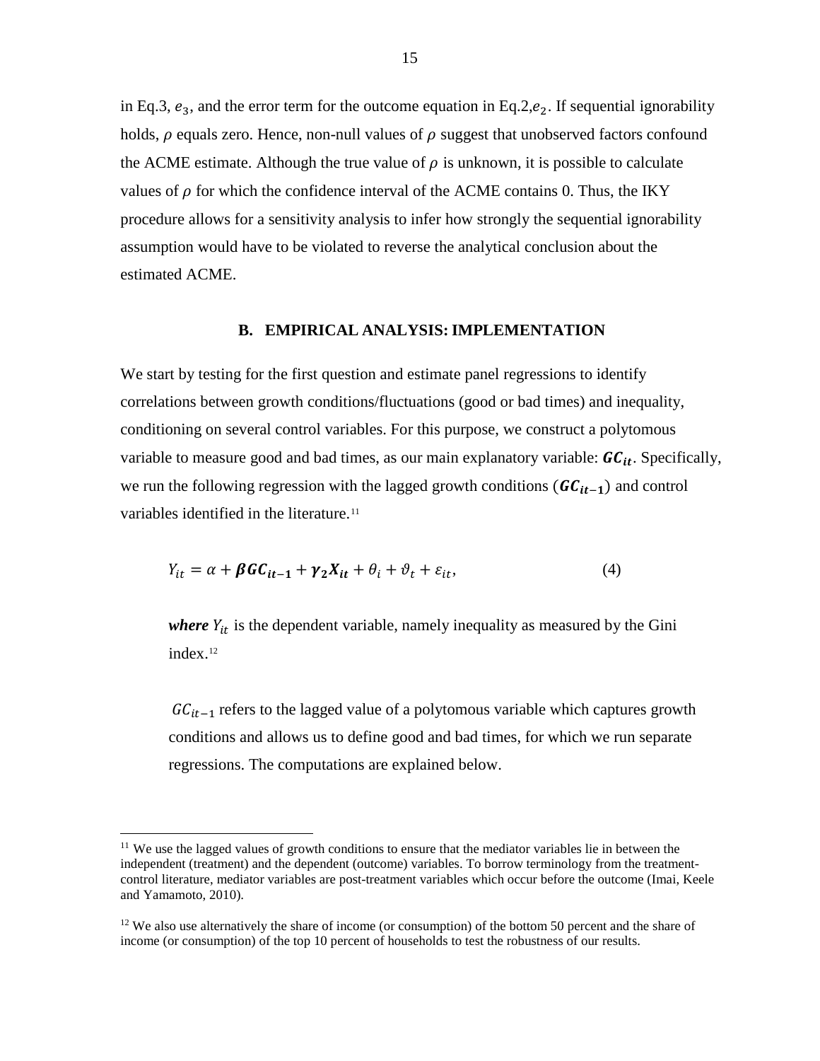in Eq.3, $e_3$, and the error term for the outcome equation in Eq.2,$e_2$. If sequential ignorability holds, $\rho$ equals zero. Hence, non-null values of $\rho$ suggest that unobserved factors confound the ACME estimate. Although the true value of $\rho$ is unknown, it is possible to calculate values of $\rho$ for which the confidence interval of the ACME contains 0. Thus, the IKY procedure allows for a sensitivity analysis to infer how strongly the sequential ignorability assumption would have to be violated to reverse the analytical conclusion about the estimated ACME.

### B. EMPIRICAL ANALYSIS: IMPLEMENTATION

We start by testing for the first question and estimate panel regressions to identify correlations between growth conditions/fluctuations (good or bad times) and inequality, conditioning on several control variables. For this purpose, we construct a polytomous variable to measure good and bad times, as our main explanatory variable: $\boldsymbol{GC_{it}}$. Specifically, we run the following regression with the lagged growth conditions ($\boldsymbol{GC_{it-1}}$) and control variables identified in the literature.[11]

$$Y_{it} = \alpha + \boldsymbol{\beta GC_{it-1}} + \boldsymbol{\gamma_2 X_{it}} + \theta_i + \vartheta_t + \varepsilon_{it}, \tag{4}$$

***where*** $Y_{it}$ is the dependent variable, namely inequality as measured by the Gini index.[12]

$GC_{it-1}$ refers to the lagged value of a polytomous variable which captures growth conditions and allows us to define good and bad times, for which we run separate regressions. The computations are explained below.

---

[11] We use the lagged values of growth conditions to ensure that the mediator variables lie in between the independent (treatment) and the dependent (outcome) variables. To borrow terminology from the treatment-control literature, mediator variables are post-treatment variables which occur before the outcome (Imai, Keele and Yamamoto, 2010).

[12] We also use alternatively the share of income (or consumption) of the bottom 50 percent and the share of income (or consumption) of the top 10 percent of households to test the robustness of our results.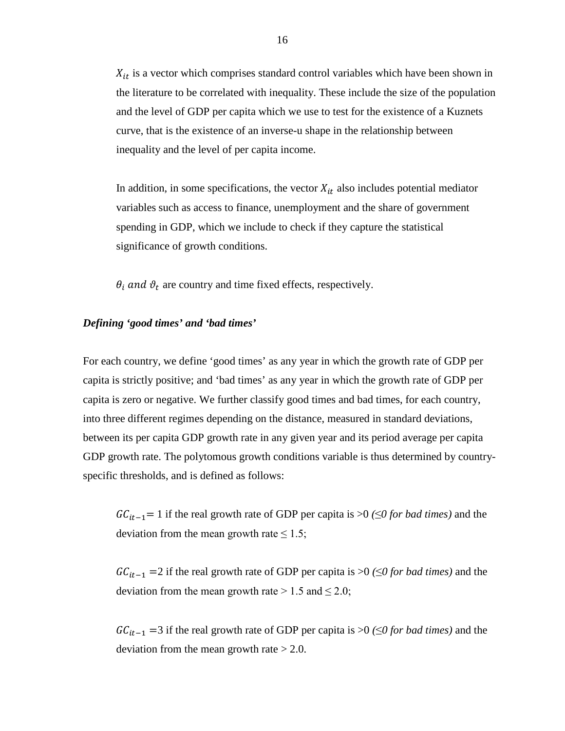$X_{it}$ is a vector which comprises standard control variables which have been shown in the literature to be correlated with inequality. These include the size of the population and the level of GDP per capita which we use to test for the existence of a Kuznets curve, that is the existence of an inverse-u shape in the relationship between inequality and the level of per capita income.

In addition, in some specifications, the vector $X_{it}$ also includes potential mediator variables such as access to finance, unemployment and the share of government spending in GDP, which we include to check if they capture the statistical significance of growth conditions.

$\theta_i$ *and* $\vartheta_t$ are country and time fixed effects, respectively.

***Defining 'good times' and 'bad times'***

For each country, we define 'good times' as any year in which the growth rate of GDP per capita is strictly positive; and 'bad times' as any year in which the growth rate of GDP per capita is zero or negative. We further classify good times and bad times, for each country, into three different regimes depending on the distance, measured in standard deviations, between its per capita GDP growth rate in any given year and its period average per capita GDP growth rate. The polytomous growth conditions variable is thus determined by country-specific thresholds, and is defined as follows:

$GC_{it-1}$= 1 if the real growth rate of GDP per capita is >0 *(≤0 for bad times)* and the deviation from the mean growth rate ≤ 1.5;

$GC_{it-1}$ =2 if the real growth rate of GDP per capita is >0 *(≤0 for bad times)* and the deviation from the mean growth rate > 1.5 and ≤ 2.0;

$GC_{it-1}$ =3 if the real growth rate of GDP per capita is >0 *(≤0 for bad times)* and the deviation from the mean growth rate > 2.0.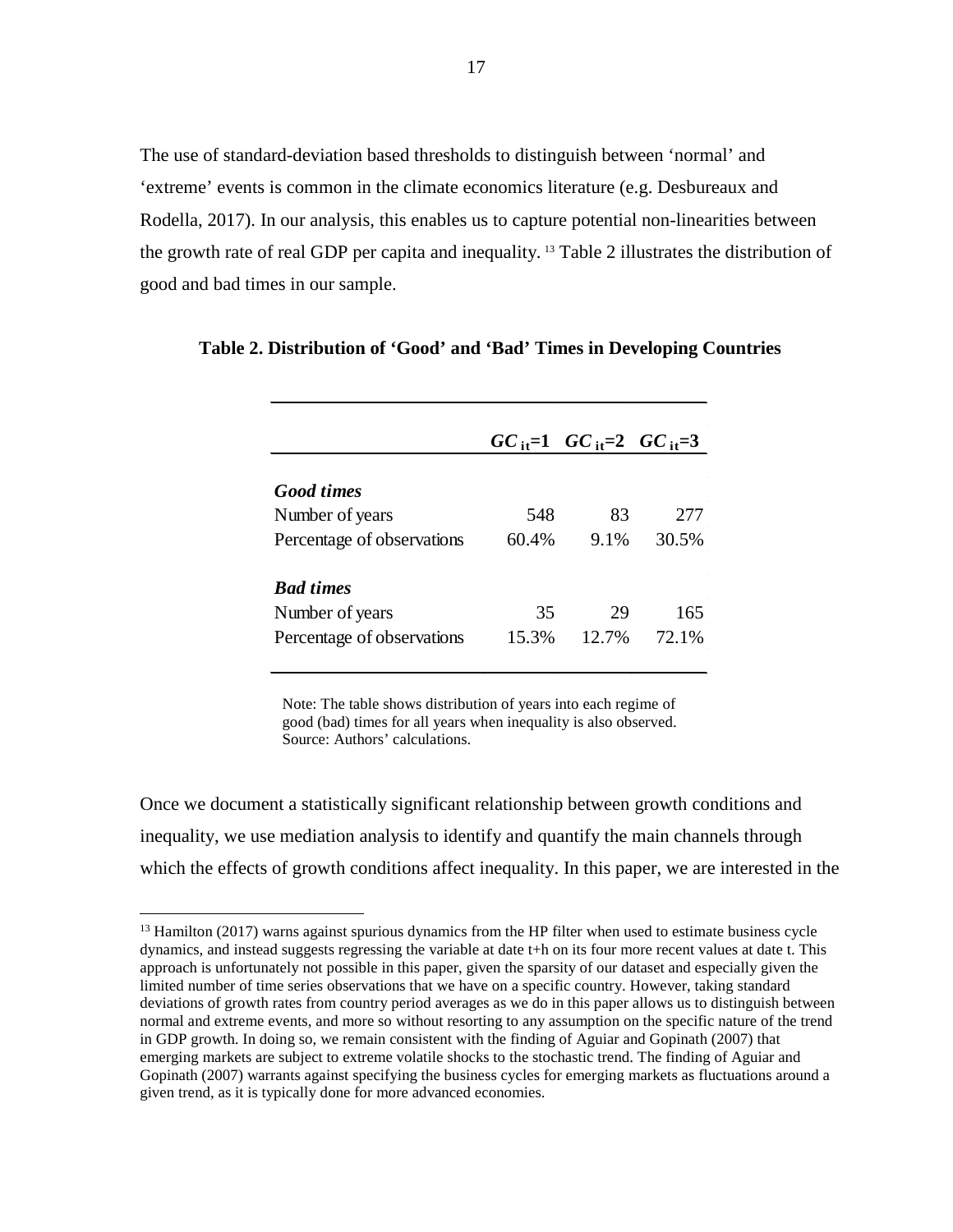The use of standard-deviation based thresholds to distinguish between 'normal' and 'extreme' events is common in the climate economics literature (e.g. Desbureaux and Rodella, 2017). In our analysis, this enables us to capture potential non-linearities between the growth rate of real GDP per capita and inequality. [13] Table 2 illustrates the distribution of good and bad times in our sample.

**Table 2. Distribution of 'Good' and 'Bad' Times in Developing Countries**

| | $GC_{it}$=1 | $GC_{it}$=2 | $GC_{it}$=3 |
|---|---|---|---|
| ***Good times*** | | | |
| Number of years | 548 | 83 | 277 |
| Percentage of observations | 60.4% | 9.1% | 30.5% |
| ***Bad times*** | | | |
| Number of years | 35 | 29 | 165 |
| Percentage of observations | 15.3% | 12.7% | 72.1% |

Note: The table shows distribution of years into each regime of good (bad) times for all years when inequality is also observed.
Source: Authors' calculations.

Once we document a statistically significant relationship between growth conditions and inequality, we use mediation analysis to identify and quantify the main channels through which the effects of growth conditions affect inequality. In this paper, we are interested in the

[13] Hamilton (2017) warns against spurious dynamics from the HP filter when used to estimate business cycle dynamics, and instead suggests regressing the variable at date t+h on its four more recent values at date t. This approach is unfortunately not possible in this paper, given the sparsity of our dataset and especially given the limited number of time series observations that we have on a specific country. However, taking standard deviations of growth rates from country period averages as we do in this paper allows us to distinguish between normal and extreme events, and more so without resorting to any assumption on the specific nature of the trend in GDP growth. In doing so, we remain consistent with the finding of Aguiar and Gopinath (2007) that emerging markets are subject to extreme volatile shocks to the stochastic trend. The finding of Aguiar and Gopinath (2007) warrants against specifying the business cycles for emerging markets as fluctuations around a given trend, as it is typically done for more advanced economies.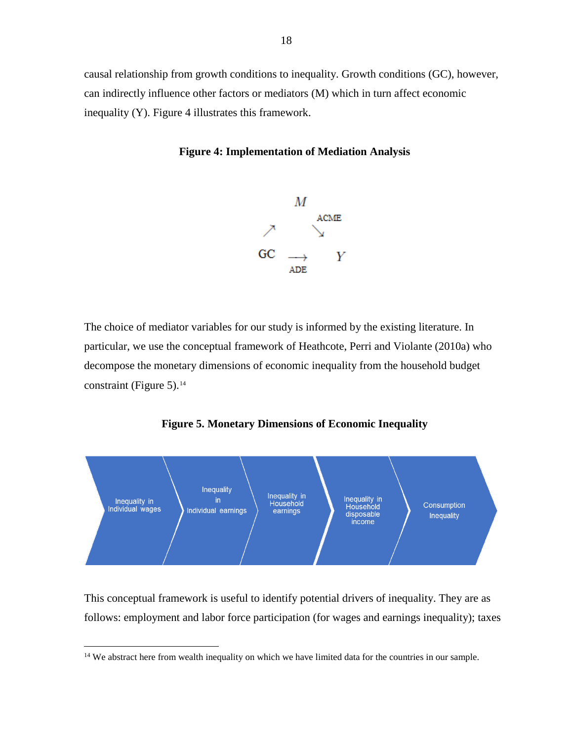causal relationship from growth conditions to inequality. Growth conditions (GC), however, can indirectly influence other factors or mediators (M) which in turn affect economic inequality (Y). Figure 4 illustrates this framework.

**Figure 4: Implementation of Mediation Analysis**

$$
\begin{array}{ccc}
 & M & \\
\nearrow & & \searrow^{\text{ACME}} \\
\text{GC} & \xrightarrow[\text{ADE}]{} & Y
\end{array}
$$

The choice of mediator variables for our study is informed by the existing literature. In particular, we use the conceptual framework of Heathcote, Perri and Violante (2010a) who decompose the monetary dimensions of economic inequality from the household budget constraint (Figure 5).[14]

**Figure 5. Monetary Dimensions of Economic Inequality**

Inequality in Individual wages → Inequality in Individual earnings → Inequality in Household earnings → Inequality in Household disposable income → Consumption Inequality

This conceptual framework is useful to identify potential drivers of inequality. They are as follows: employment and labor force participation (for wages and earnings inequality); taxes

[14] We abstract here from wealth inequality on which we have limited data for the countries in our sample.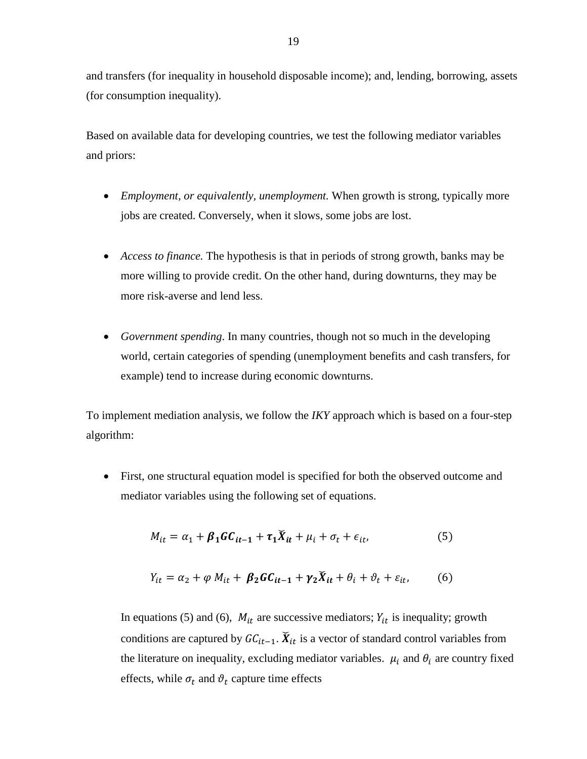and transfers (for inequality in household disposable income); and, lending, borrowing, assets (for consumption inequality).

Based on available data for developing countries, we test the following mediator variables and priors:

- *Employment, or equivalently, unemployment.* When growth is strong, typically more jobs are created. Conversely, when it slows, some jobs are lost.

- *Access to finance.* The hypothesis is that in periods of strong growth, banks may be more willing to provide credit. On the other hand, during downturns, they may be more risk-averse and lend less.

- *Government spending*. In many countries, though not so much in the developing world, certain categories of spending (unemployment benefits and cash transfers, for example) tend to increase during economic downturns.

To implement mediation analysis, we follow the *IKY* approach which is based on a four-step algorithm:

- First, one structural equation model is specified for both the observed outcome and mediator variables using the following set of equations.

$$M_{it} = \alpha_1 + \boldsymbol{\beta_1 GC_{it-1}} + \boldsymbol{\tau_1 \breve{X}_{it}} + \mu_i + \sigma_t + \epsilon_{it}, \tag{5}$$

$$Y_{it} = \alpha_2 + \varphi\, M_{it} + \boldsymbol{\beta_2 GC_{it-1}} + \boldsymbol{\gamma_2 \breve{X}_{it}} + \theta_i + \vartheta_t + \varepsilon_{it}, \tag{6}$$

  In equations (5) and (6), $M_{it}$ are successive mediators; $Y_{it}$ is inequality; growth conditions are captured by $GC_{it-1}$. $\breve{\boldsymbol{X}}_{it}$ is a vector of standard control variables from the literature on inequality, excluding mediator variables. $\mu_i$ and $\theta_i$ are country fixed effects, while $\sigma_t$ and $\vartheta_t$ capture time effects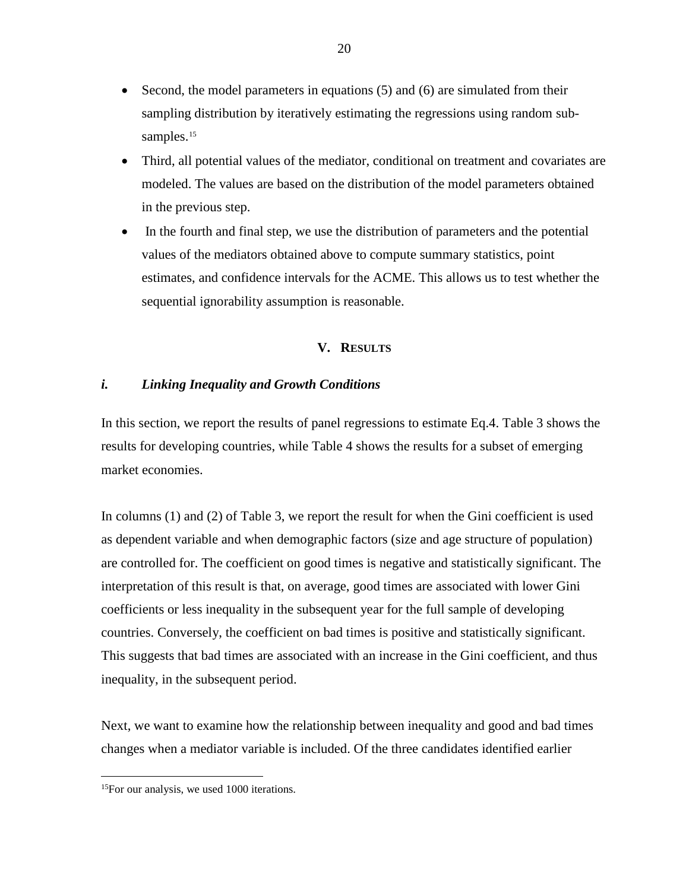- Second, the model parameters in equations (5) and (6) are simulated from their sampling distribution by iteratively estimating the regressions using random sub-samples.[15]
- Third, all potential values of the mediator, conditional on treatment and covariates are modeled. The values are based on the distribution of the model parameters obtained in the previous step.
- In the fourth and final step, we use the distribution of parameters and the potential values of the mediators obtained above to compute summary statistics, point estimates, and confidence intervals for the ACME. This allows us to test whether the sequential ignorability assumption is reasonable.

## V. RESULTS

### *i. Linking Inequality and Growth Conditions*

In this section, we report the results of panel regressions to estimate Eq.4. Table 3 shows the results for developing countries, while Table 4 shows the results for a subset of emerging market economies.

In columns (1) and (2) of Table 3, we report the result for when the Gini coefficient is used as dependent variable and when demographic factors (size and age structure of population) are controlled for. The coefficient on good times is negative and statistically significant. The interpretation of this result is that, on average, good times are associated with lower Gini coefficients or less inequality in the subsequent year for the full sample of developing countries. Conversely, the coefficient on bad times is positive and statistically significant. This suggests that bad times are associated with an increase in the Gini coefficient, and thus inequality, in the subsequent period.

Next, we want to examine how the relationship between inequality and good and bad times changes when a mediator variable is included. Of the three candidates identified earlier

[15] For our analysis, we used 1000 iterations.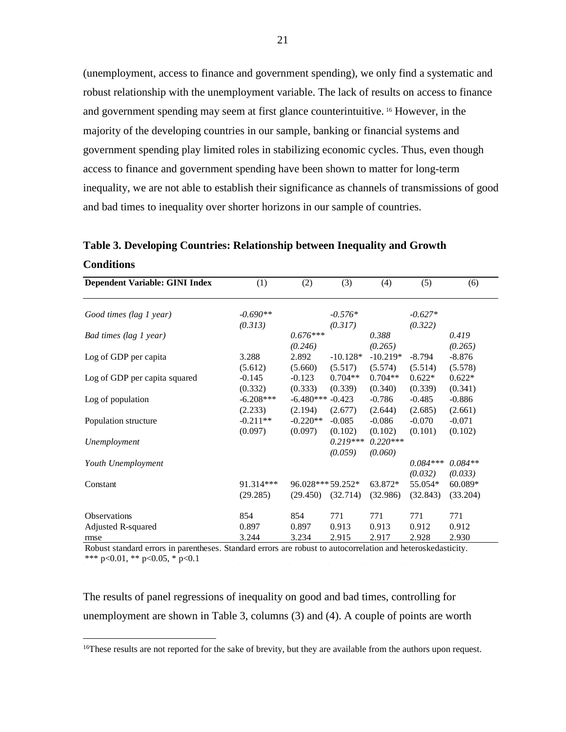(unemployment, access to finance and government spending), we only find a systematic and robust relationship with the unemployment variable. The lack of results on access to finance and government spending may seem at first glance counterintuitive.[16] However, in the majority of the developing countries in our sample, banking or financial systems and government spending play limited roles in stabilizing economic cycles. Thus, even though access to finance and government spending have been shown to matter for long-term inequality, we are not able to establish their significance as channels of transmissions of good and bad times to inequality over shorter horizons in our sample of countries.

**Table 3. Developing Countries: Relationship between Inequality and Growth Conditions**

| **Dependent Variable: GINI Index** | (1) | (2) | (3) | (4) | (5) | (6) |
|---|---|---|---|---|---|---|
| *Good times (lag 1 year)* | *-0.690\*\** | | *-0.576\** | | *-0.627\** | |
| | *(0.313)* | | *(0.317)* | | *(0.322)* | |
| *Bad times (lag 1 year)* | | *0.676\*\*\** | | *0.388* | | *0.419* |
| | | *(0.246)* | | *(0.265)* | | *(0.265)* |
| Log of GDP per capita | 3.288 | 2.892 | -10.128* | -10.219* | -8.794 | -8.876 |
| | (5.612) | (5.660) | (5.517) | (5.574) | (5.514) | (5.578) |
| Log of GDP per capita squared | -0.145 | -0.123 | 0.704** | 0.704** | 0.622* | 0.622* |
| | (0.332) | (0.333) | (0.339) | (0.340) | (0.339) | (0.341) |
| Log of population | -6.208*** | -6.480*** | -0.423 | -0.786 | -0.485 | -0.886 |
| | (2.233) | (2.194) | (2.677) | (2.644) | (2.685) | (2.661) |
| Population structure | -0.211** | -0.220** | -0.085 | -0.086 | -0.070 | -0.071 |
| | (0.097) | (0.097) | (0.102) | (0.102) | (0.101) | (0.102) |
| *Unemployment* | | | *0.219\*\*\** | *0.220\*\*\** | | |
| | | | *(0.059)* | *(0.060)* | | |
| *Youth Unemployment* | | | | | *0.084\*\*\** | *0.084\*\** |
| | | | | | *(0.032)* | *(0.033)* |
| Constant | 91.314*** | 96.028*** | 59.252* | 63.872* | 55.054* | 60.089* |
| | (29.285) | (29.450) | (32.714) | (32.986) | (32.843) | (33.204) |
| Observations | 854 | 854 | 771 | 771 | 771 | 771 |
| Adjusted R-squared | 0.897 | 0.897 | 0.913 | 0.913 | 0.912 | 0.912 |
| rmse | 3.244 | 3.234 | 2.915 | 2.917 | 2.928 | 2.930 |

Robust standard errors in parentheses. Standard errors are robust to autocorrelation and heteroskedasticity.
*** p<0.01, ** p<0.05, * p<0.1

The results of panel regressions of inequality on good and bad times, controlling for unemployment are shown in Table 3, columns (3) and (4). A couple of points are worth

[16] These results are not reported for the sake of brevity, but they are available from the authors upon request.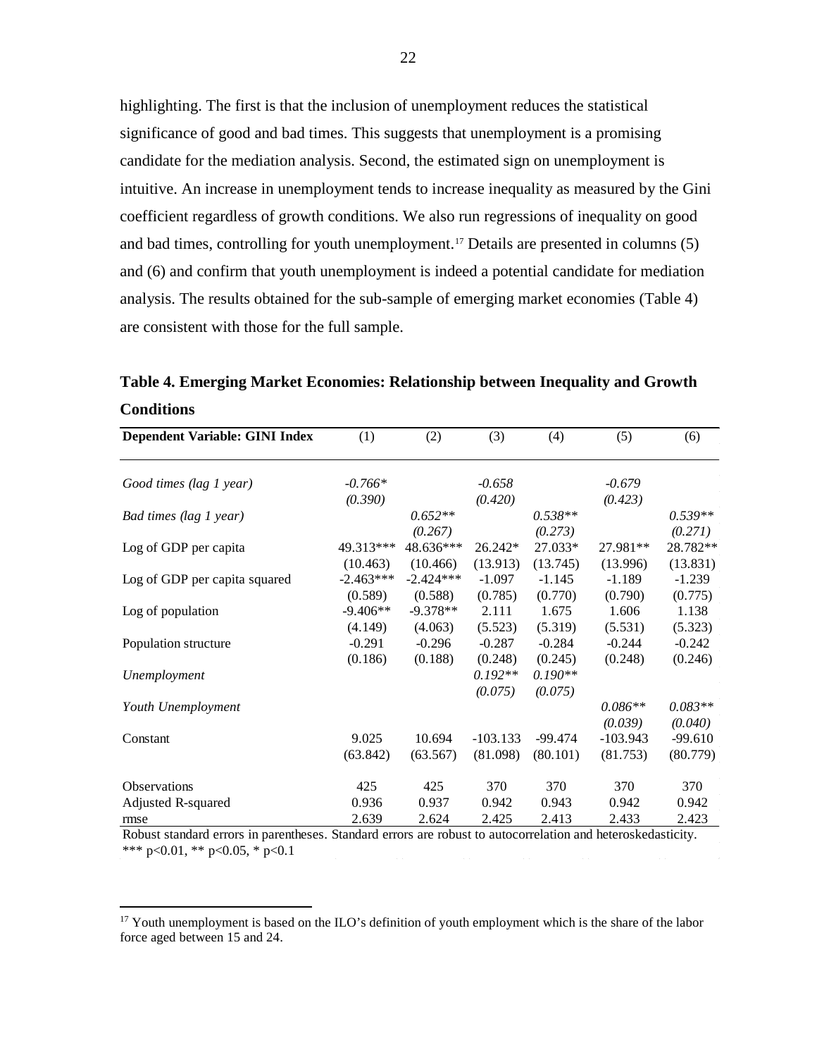highlighting. The first is that the inclusion of unemployment reduces the statistical significance of good and bad times. This suggests that unemployment is a promising candidate for the mediation analysis. Second, the estimated sign on unemployment is intuitive. An increase in unemployment tends to increase inequality as measured by the Gini coefficient regardless of growth conditions. We also run regressions of inequality on good and bad times, controlling for youth unemployment.[17] Details are presented in columns (5) and (6) and confirm that youth unemployment is indeed a potential candidate for mediation analysis. The results obtained for the sub-sample of emerging market economies (Table 4) are consistent with those for the full sample.

**Table 4. Emerging Market Economies: Relationship between Inequality and Growth Conditions**

| Dependent Variable: GINI Index | (1) | (2) | (3) | (4) | (5) | (6) |
|---|---|---|---|---|---|---|
| *Good times (lag 1 year)* | *-0.766\** | | *-0.658* | | *-0.679* | |
| | *(0.390)* | | *(0.420)* | | *(0.423)* | |
| *Bad times (lag 1 year)* | | *0.652\*\** | | *0.538\*\** | | *0.539\*\** |
| | | *(0.267)* | | *(0.273)* | | *(0.271)* |
| Log of GDP per capita | 49.313*** | 48.636*** | 26.242* | 27.033* | 27.981** | 28.782** |
| | (10.463) | (10.466) | (13.913) | (13.745) | (13.996) | (13.831) |
| Log of GDP per capita squared | -2.463*** | -2.424*** | -1.097 | -1.145 | -1.189 | -1.239 |
| | (0.589) | (0.588) | (0.785) | (0.770) | (0.790) | (0.775) |
| Log of population | -9.406** | -9.378** | 2.111 | 1.675 | 1.606 | 1.138 |
| | (4.149) | (4.063) | (5.523) | (5.319) | (5.531) | (5.323) |
| Population structure | -0.291 | -0.296 | -0.287 | -0.284 | -0.244 | -0.242 |
| | (0.186) | (0.188) | (0.248) | (0.245) | (0.248) | (0.246) |
| *Unemployment* | | | *0.192\*\** | *0.190\*\** | | |
| | | | *(0.075)* | *(0.075)* | | |
| *Youth Unemployment* | | | | | *0.086\*\** | *0.083\*\** |
| | | | | | *(0.039)* | *(0.040)* |
| Constant | 9.025 | 10.694 | -103.133 | -99.474 | -103.943 | -99.610 |
| | (63.842) | (63.567) | (81.098) | (80.101) | (81.753) | (80.779) |
| Observations | 425 | 425 | 370 | 370 | 370 | 370 |
| Adjusted R-squared | 0.936 | 0.937 | 0.942 | 0.943 | 0.942 | 0.942 |
| rmse | 2.639 | 2.624 | 2.425 | 2.413 | 2.433 | 2.423 |

Robust standard errors in parentheses. Standard errors are robust to autocorrelation and heteroskedasticity.
*** p<0.01, ** p<0.05, * p<0.1

[17] Youth unemployment is based on the ILO's definition of youth employment which is the share of the labor force aged between 15 and 24.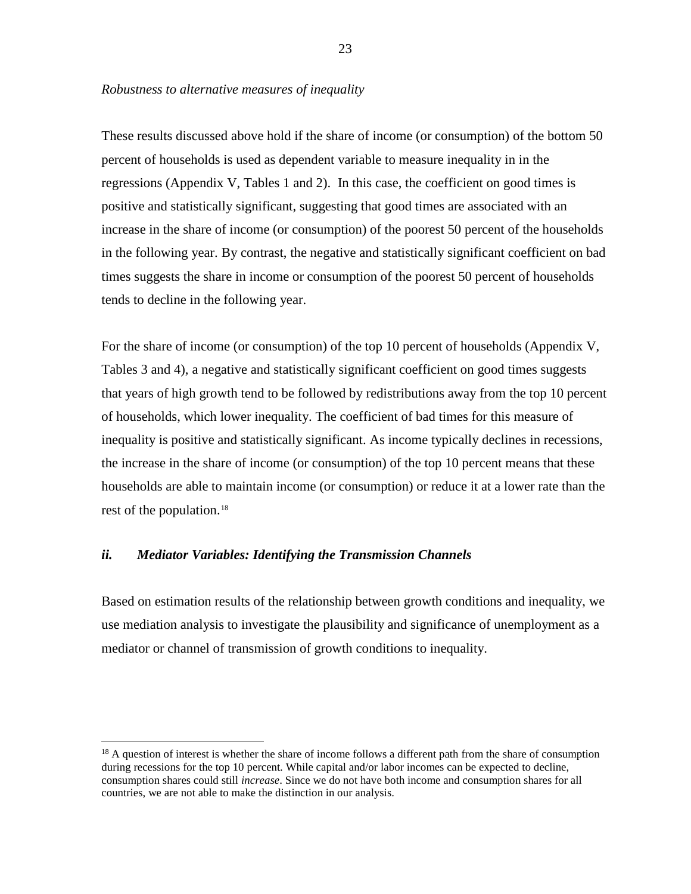*Robustness to alternative measures of inequality*

These results discussed above hold if the share of income (or consumption) of the bottom 50 percent of households is used as dependent variable to measure inequality in in the regressions (Appendix V, Tables 1 and 2). In this case, the coefficient on good times is positive and statistically significant, suggesting that good times are associated with an increase in the share of income (or consumption) of the poorest 50 percent of the households in the following year. By contrast, the negative and statistically significant coefficient on bad times suggests the share in income or consumption of the poorest 50 percent of households tends to decline in the following year.

For the share of income (or consumption) of the top 10 percent of households (Appendix V, Tables 3 and 4), a negative and statistically significant coefficient on good times suggests that years of high growth tend to be followed by redistributions away from the top 10 percent of households, which lower inequality. The coefficient of bad times for this measure of inequality is positive and statistically significant. As income typically declines in recessions, the increase in the share of income (or consumption) of the top 10 percent means that these households are able to maintain income (or consumption) or reduce it at a lower rate than the rest of the population.[18]

### *ii. Mediator Variables: Identifying the Transmission Channels*

Based on estimation results of the relationship between growth conditions and inequality, we use mediation analysis to investigate the plausibility and significance of unemployment as a mediator or channel of transmission of growth conditions to inequality.

[18] A question of interest is whether the share of income follows a different path from the share of consumption during recessions for the top 10 percent. While capital and/or labor incomes can be expected to decline, consumption shares could still *increase*. Since we do not have both income and consumption shares for all countries, we are not able to make the distinction in our analysis.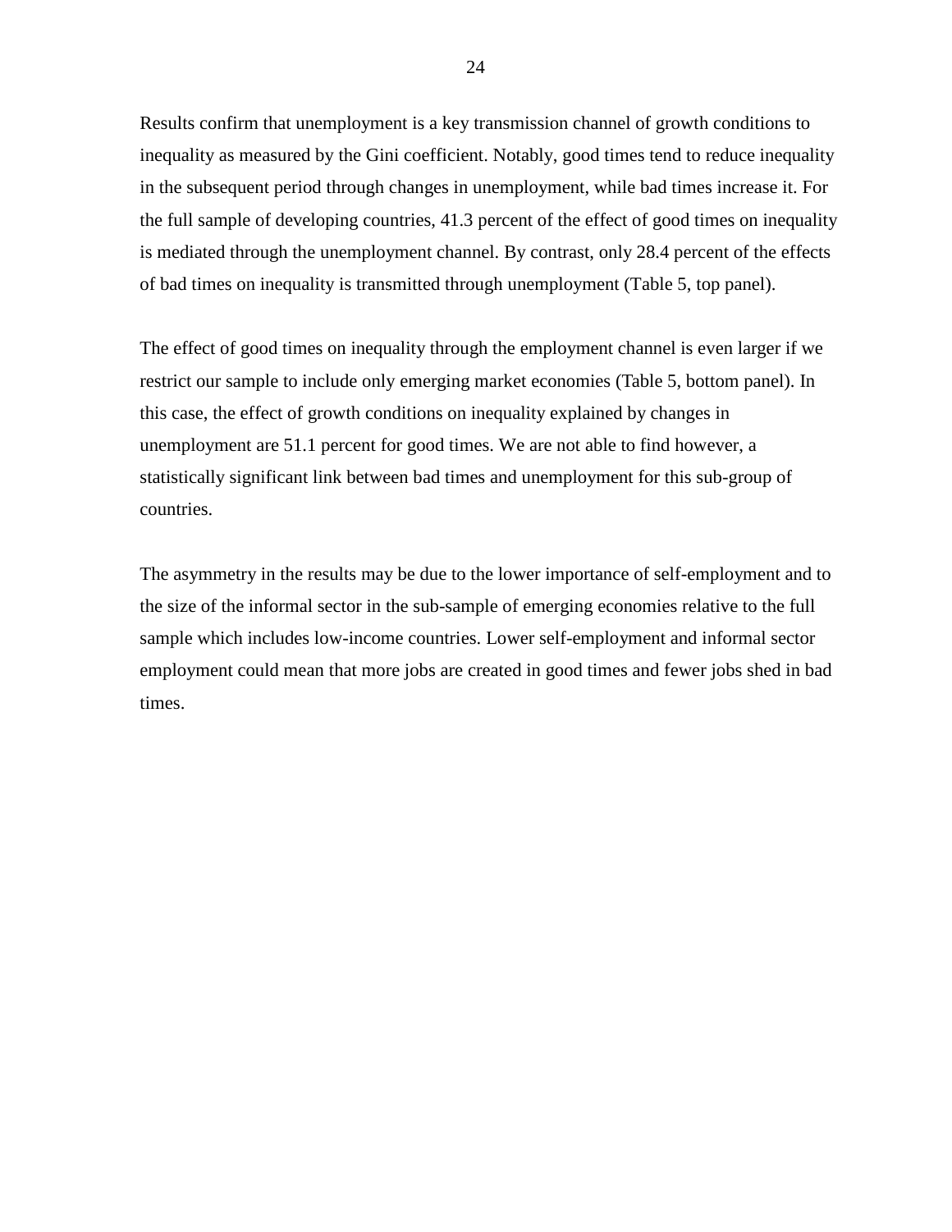Results confirm that unemployment is a key transmission channel of growth conditions to inequality as measured by the Gini coefficient. Notably, good times tend to reduce inequality in the subsequent period through changes in unemployment, while bad times increase it. For the full sample of developing countries, 41.3 percent of the effect of good times on inequality is mediated through the unemployment channel. By contrast, only 28.4 percent of the effects of bad times on inequality is transmitted through unemployment (Table 5, top panel).

The effect of good times on inequality through the employment channel is even larger if we restrict our sample to include only emerging market economies (Table 5, bottom panel). In this case, the effect of growth conditions on inequality explained by changes in unemployment are 51.1 percent for good times. We are not able to find however, a statistically significant link between bad times and unemployment for this sub-group of countries.

The asymmetry in the results may be due to the lower importance of self-employment and to the size of the informal sector in the sub-sample of emerging economies relative to the full sample which includes low-income countries. Lower self-employment and informal sector employment could mean that more jobs are created in good times and fewer jobs shed in bad times.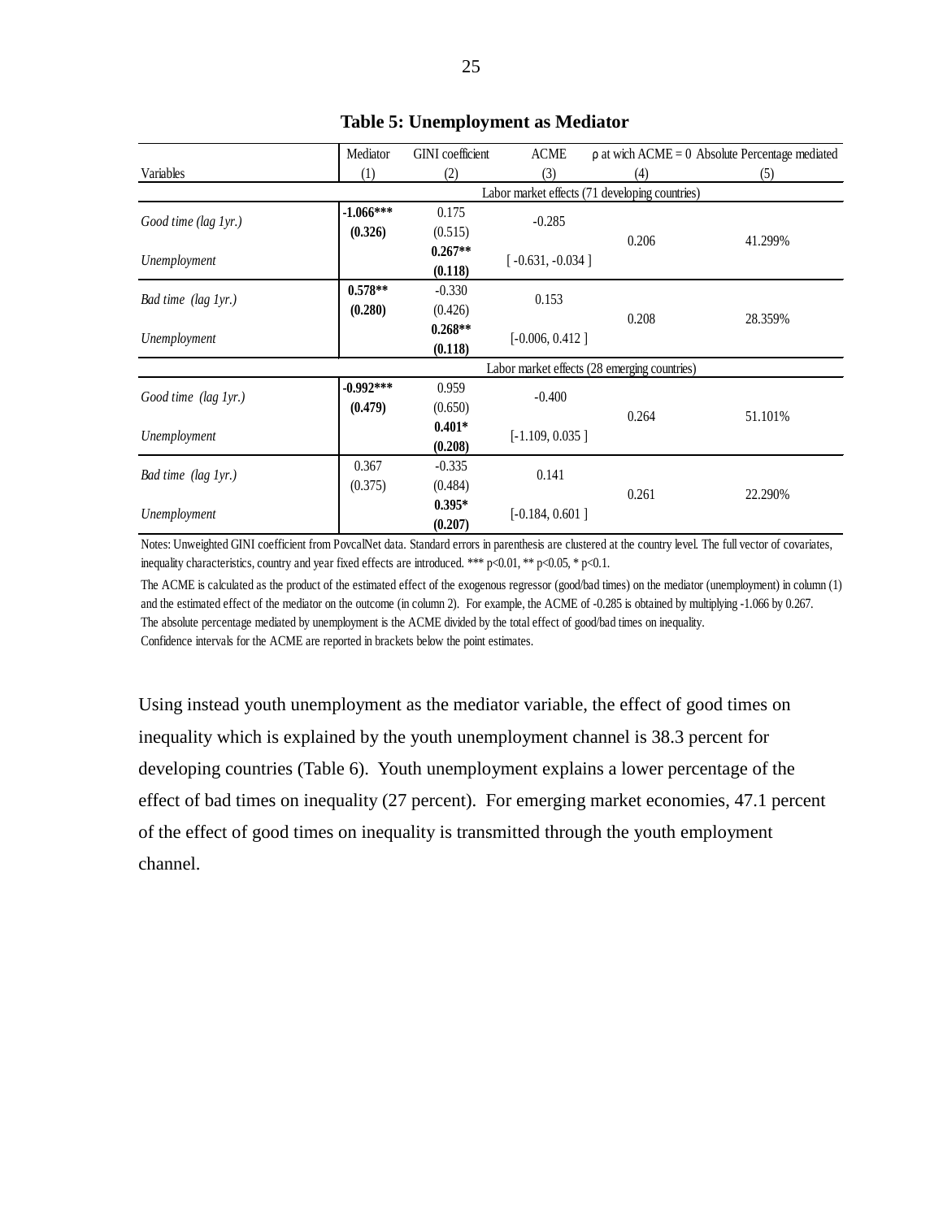**Table 5: Unemployment as Mediator**

| Variables | Mediator (1) | GINI coefficient (2) | ACME (3) | ρ at wich ACME = 0 (4) | Absolute Percentage mediated (5) |
|---|---|---|---|---|---|
| | Labor market effects (71 developing countries) | | | | |
| *Good time (lag 1yr.)* | **-1.066*** (0.326)** | 0.175 (0.515) | -0.285 | 0.206 | 41.299% |
| *Unemployment* | | **0.267** (0.118)** | [ -0.631, -0.034 ] | | |
| *Bad time (lag 1yr.)* | **0.578** (0.280)** | -0.330 (0.426) | 0.153 | 0.208 | 28.359% |
| *Unemployment* | | **0.268** (0.118)** | [-0.006, 0.412 ] | | |
| | Labor market effects (28 emerging countries) | | | | |
| *Good time (lag 1yr.)* | **-0.992*** (0.479)** | 0.959 (0.650) | -0.400 | 0.264 | 51.101% |
| *Unemployment* | | **0.401* (0.208)** | [-1.109, 0.035 ] | | |
| *Bad time (lag 1yr.)* | 0.367 (0.375) | -0.335 (0.484) | 0.141 | 0.261 | 22.290% |
| *Unemployment* | | **0.395* (0.207)** | [-0.184, 0.601 ] | | |

Notes: Unweighted GINI coefficient from PovcalNet data. Standard errors in parenthesis are clustered at the country level. The full vector of covariates, inequality characteristics, country and year fixed effects are introduced. *** p<0.01, ** p<0.05, * p<0.1.

The ACME is calculated as the product of the estimated effect of the exogenous regressor (good/bad times) on the mediator (unemployment) in column (1) and the estimated effect of the mediator on the outcome (in column 2). For example, the ACME of -0.285 is obtained by multiplying -1.066 by 0.267.
The absolute percentage mediated by unemployment is the ACME divided by the total effect of good/bad times on inequality.
Confidence intervals for the ACME are reported in brackets below the point estimates.

Using instead youth unemployment as the mediator variable, the effect of good times on inequality which is explained by the youth unemployment channel is 38.3 percent for developing countries (Table 6). Youth unemployment explains a lower percentage of the effect of bad times on inequality (27 percent). For emerging market economies, 47.1 percent of the effect of good times on inequality is transmitted through the youth employment channel.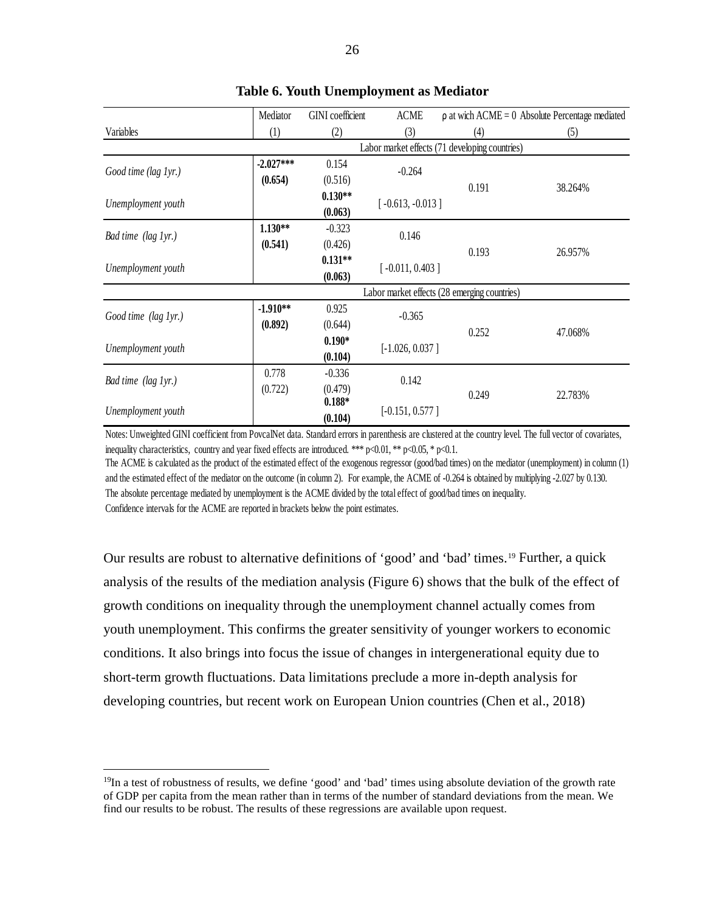**Table 6. Youth Unemployment as Mediator**

| Variables | Mediator (1) | GINI coefficient (2) | ACME (3) | ρ at wich ACME = 0 (4) | Absolute Percentage mediated (5) |
|---|---|---|---|---|---|
| | Labor market effects (71 developing countries) | | | | |
| *Good time (lag 1yr.)* | **-2.027*** (0.654)** | 0.154 (0.516) | -0.264 | 0.191 | 38.264% |
| *Unemployment youth* | | **0.130** (0.063)** | [ -0.613, -0.013 ] | | |
| *Bad time (lag 1yr.)* | **1.130** (0.541)** | -0.323 (0.426) | 0.146 | 0.193 | 26.957% |
| *Unemployment youth* | | **0.131** (0.063)** | [ -0.011, 0.403 ] | | |
| | Labor market effects (28 emerging countries) | | | | |
| *Good time (lag 1yr.)* | **-1.910** (0.892)** | 0.925 (0.644) | -0.365 | 0.252 | 47.068% |
| *Unemployment youth* | | **0.190* (0.104)** | [-1.026, 0.037 ] | | |
| *Bad time (lag 1yr.)* | 0.778 (0.722) | -0.336 (0.479) | 0.142 | 0.249 | 22.783% |
| *Unemployment youth* | | **0.188* (0.104)** | [-0.151, 0.577 ] | | |

Notes: Unweighted GINI coefficient from PovcalNet data. Standard errors in parenthesis are clustered at the country level. The full vector of covariates, inequality characteristics, country and year fixed effects are introduced. *** p<0.01, ** p<0.05, * p<0.1.
The ACME is calculated as the product of the estimated effect of the exogenous regressor (good/bad times) on the mediator (unemployment) in column (1) and the estimated effect of the mediator on the outcome (in column 2). For example, the ACME of -0.264 is obtained by multiplying -2.027 by 0.130.
The absolute percentage mediated by unemployment is the ACME divided by the total effect of good/bad times on inequality.
Confidence intervals for the ACME are reported in brackets below the point estimates.

Our results are robust to alternative definitions of 'good' and 'bad' times.[19] Further, a quick analysis of the results of the mediation analysis (Figure 6) shows that the bulk of the effect of growth conditions on inequality through the unemployment channel actually comes from youth unemployment. This confirms the greater sensitivity of younger workers to economic conditions. It also brings into focus the issue of changes in intergenerational equity due to short-term growth fluctuations. Data limitations preclude a more in-depth analysis for developing countries, but recent work on European Union countries (Chen et al., 2018)

[19] In a test of robustness of results, we define 'good' and 'bad' times using absolute deviation of the growth rate of GDP per capita from the mean rather than in terms of the number of standard deviations from the mean. We find our results to be robust. The results of these regressions are available upon request.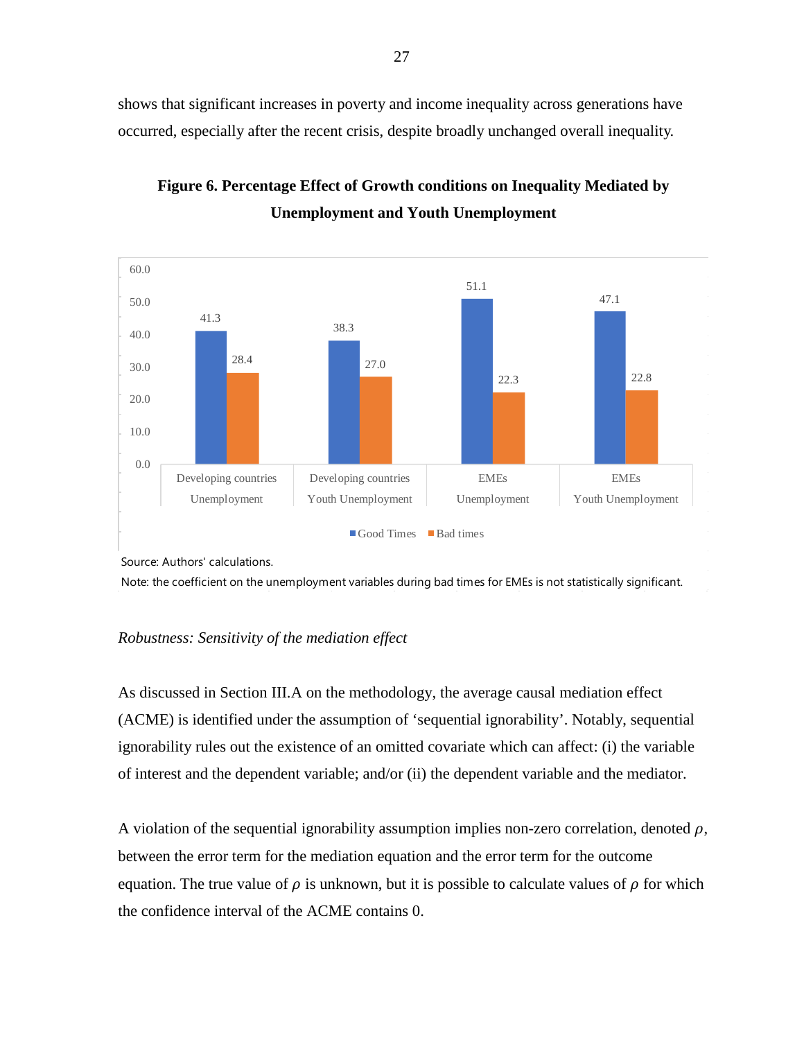shows that significant increases in poverty and income inequality across generations have occurred, especially after the recent crisis, despite broadly unchanged overall inequality.

**Figure 6. Percentage Effect of Growth conditions on Inequality Mediated by Unemployment and Youth Unemployment**

| | Good Times | Bad times |
|---|---|---|
| Developing countries Unemployment | 41.3 | 28.4 |
| Developing countries Youth Unemployment | 38.3 | 27.0 |
| EMEs Unemployment | 51.1 | 22.3 |
| EMEs Youth Unemployment | 47.1 | 22.8 |

Source: Authors' calculations.

Note: the coefficient on the unemployment variables during bad times for EMEs is not statistically significant.

*Robustness: Sensitivity of the mediation effect*

As discussed in Section III.A on the methodology, the average causal mediation effect (ACME) is identified under the assumption of 'sequential ignorability'. Notably, sequential ignorability rules out the existence of an omitted covariate which can affect: (i) the variable of interest and the dependent variable; and/or (ii) the dependent variable and the mediator.

A violation of the sequential ignorability assumption implies non-zero correlation, denoted $\rho$, between the error term for the mediation equation and the error term for the outcome equation. The true value of $\rho$ is unknown, but it is possible to calculate values of $\rho$ for which the confidence interval of the ACME contains 0.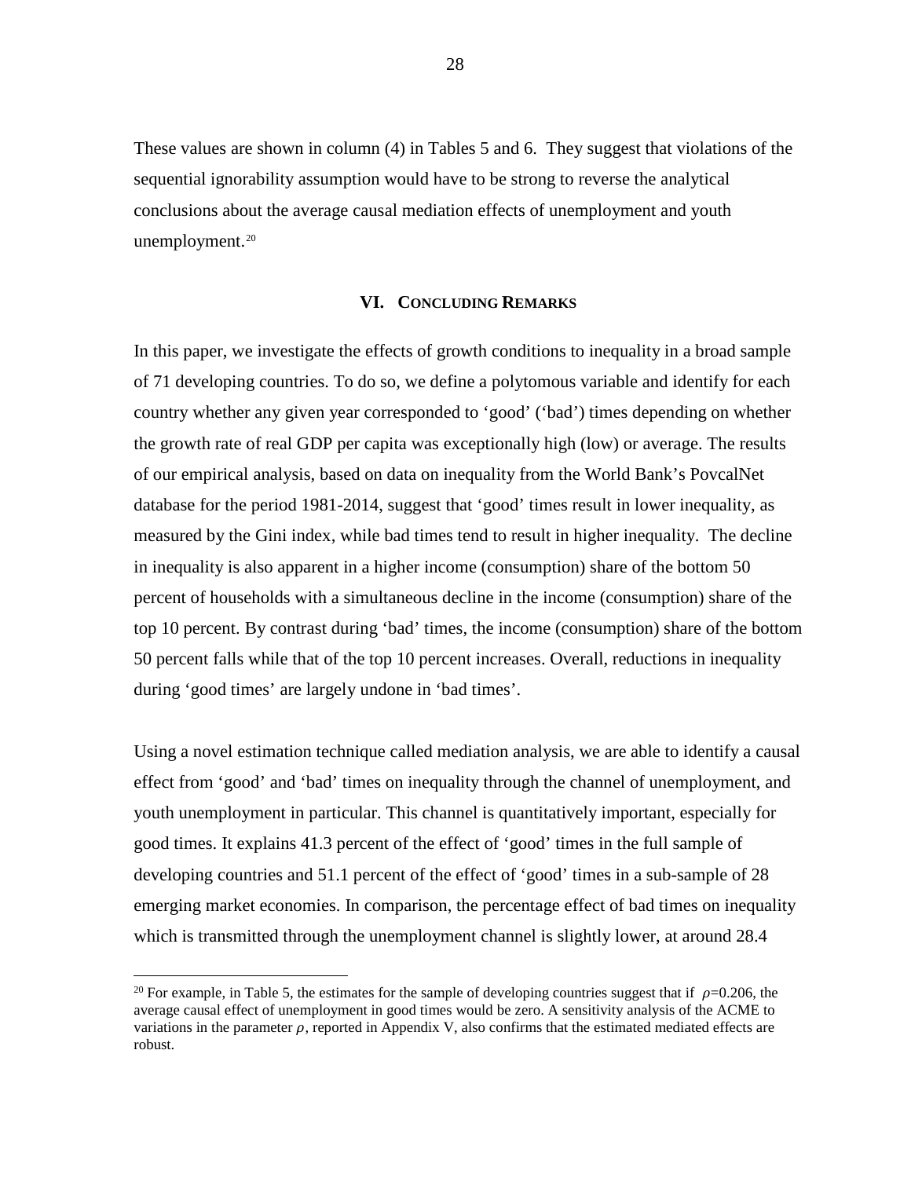These values are shown in column (4) in Tables 5 and 6. They suggest that violations of the sequential ignorability assumption would have to be strong to reverse the analytical conclusions about the average causal mediation effects of unemployment and youth unemployment.[20]

## VI. Concluding Remarks

In this paper, we investigate the effects of growth conditions to inequality in a broad sample of 71 developing countries. To do so, we define a polytomous variable and identify for each country whether any given year corresponded to 'good' ('bad') times depending on whether the growth rate of real GDP per capita was exceptionally high (low) or average. The results of our empirical analysis, based on data on inequality from the World Bank's PovcalNet database for the period 1981-2014, suggest that 'good' times result in lower inequality, as measured by the Gini index, while bad times tend to result in higher inequality. The decline in inequality is also apparent in a higher income (consumption) share of the bottom 50 percent of households with a simultaneous decline in the income (consumption) share of the top 10 percent. By contrast during 'bad' times, the income (consumption) share of the bottom 50 percent falls while that of the top 10 percent increases. Overall, reductions in inequality during 'good times' are largely undone in 'bad times'.

Using a novel estimation technique called mediation analysis, we are able to identify a causal effect from 'good' and 'bad' times on inequality through the channel of unemployment, and youth unemployment in particular. This channel is quantitatively important, especially for good times. It explains 41.3 percent of the effect of 'good' times in the full sample of developing countries and 51.1 percent of the effect of 'good' times in a sub-sample of 28 emerging market economies. In comparison, the percentage effect of bad times on inequality which is transmitted through the unemployment channel is slightly lower, at around 28.4

---

[20] For example, in Table 5, the estimates for the sample of developing countries suggest that if $\rho$=0.206, the average causal effect of unemployment in good times would be zero. A sensitivity analysis of the ACME to variations in the parameter $\rho$, reported in Appendix V, also confirms that the estimated mediated effects are robust.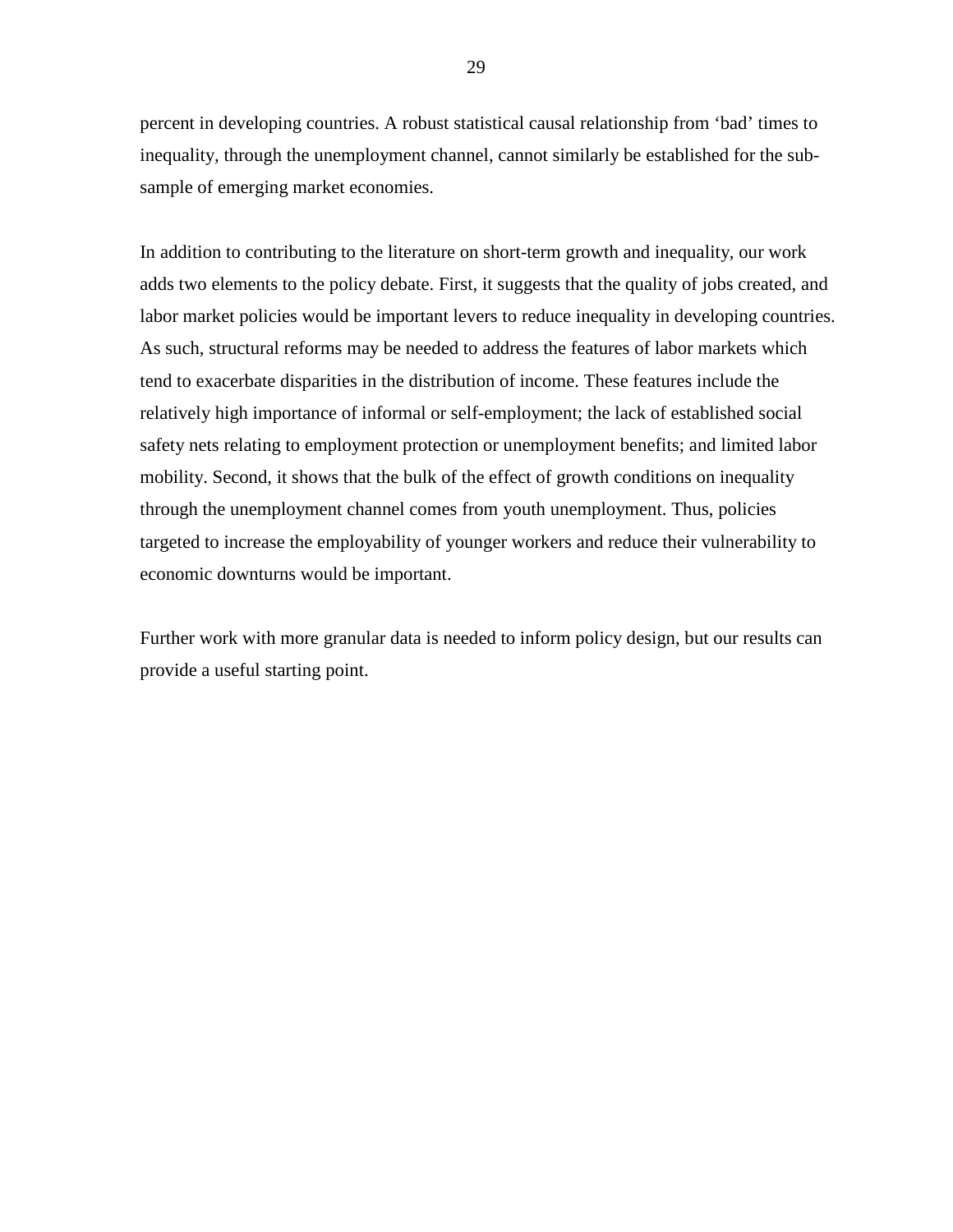percent in developing countries. A robust statistical causal relationship from ‘bad’ times to inequality, through the unemployment channel, cannot similarly be established for the sub-sample of emerging market economies.

In addition to contributing to the literature on short-term growth and inequality, our work adds two elements to the policy debate. First, it suggests that the quality of jobs created, and labor market policies would be important levers to reduce inequality in developing countries. As such, structural reforms may be needed to address the features of labor markets which tend to exacerbate disparities in the distribution of income. These features include the relatively high importance of informal or self-employment; the lack of established social safety nets relating to employment protection or unemployment benefits; and limited labor mobility. Second, it shows that the bulk of the effect of growth conditions on inequality through the unemployment channel comes from youth unemployment. Thus, policies targeted to increase the employability of younger workers and reduce their vulnerability to economic downturns would be important.

Further work with more granular data is needed to inform policy design, but our results can provide a useful starting point.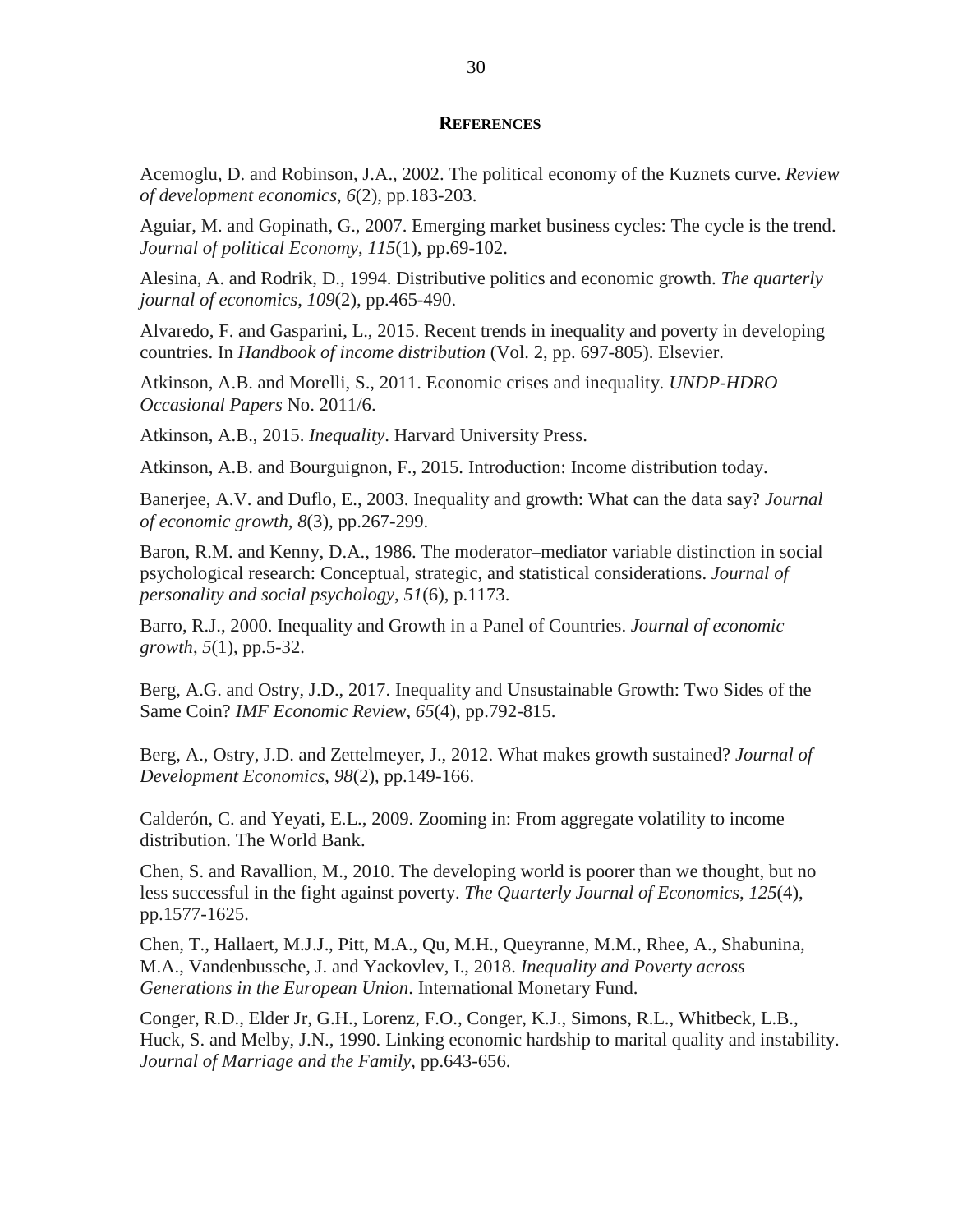## REFERENCES

Acemoglu, D. and Robinson, J.A., 2002. The political economy of the Kuznets curve. *Review of development economics*, *6*(2), pp.183-203.

Aguiar, M. and Gopinath, G., 2007. Emerging market business cycles: The cycle is the trend. *Journal of political Economy*, *115*(1), pp.69-102.

Alesina, A. and Rodrik, D., 1994. Distributive politics and economic growth. *The quarterly journal of economics*, *109*(2), pp.465-490.

Alvaredo, F. and Gasparini, L., 2015. Recent trends in inequality and poverty in developing countries. In *Handbook of income distribution* (Vol. 2, pp. 697-805). Elsevier.

Atkinson, A.B. and Morelli, S., 2011. Economic crises and inequality. *UNDP-HDRO Occasional Papers* No. 2011/6.

Atkinson, A.B., 2015. *Inequality*. Harvard University Press.

Atkinson, A.B. and Bourguignon, F., 2015. Introduction: Income distribution today.

Banerjee, A.V. and Duflo, E., 2003. Inequality and growth: What can the data say? *Journal of economic growth*, *8*(3), pp.267-299.

Baron, R.M. and Kenny, D.A., 1986. The moderator–mediator variable distinction in social psychological research: Conceptual, strategic, and statistical considerations. *Journal of personality and social psychology*, *51*(6), p.1173.

Barro, R.J., 2000. Inequality and Growth in a Panel of Countries. *Journal of economic growth*, *5*(1), pp.5-32.

Berg, A.G. and Ostry, J.D., 2017. Inequality and Unsustainable Growth: Two Sides of the Same Coin? *IMF Economic Review*, *65*(4), pp.792-815.

Berg, A., Ostry, J.D. and Zettelmeyer, J., 2012. What makes growth sustained? *Journal of Development Economics*, *98*(2), pp.149-166.

Calderón, C. and Yeyati, E.L., 2009. Zooming in: From aggregate volatility to income distribution. The World Bank.

Chen, S. and Ravallion, M., 2010. The developing world is poorer than we thought, but no less successful in the fight against poverty. *The Quarterly Journal of Economics*, *125*(4), pp.1577-1625.

Chen, T., Hallaert, M.J.J., Pitt, M.A., Qu, M.H., Queyranne, M.M., Rhee, A., Shabunina, M.A., Vandenbussche, J. and Yackovlev, I., 2018. *Inequality and Poverty across Generations in the European Union*. International Monetary Fund.

Conger, R.D., Elder Jr, G.H., Lorenz, F.O., Conger, K.J., Simons, R.L., Whitbeck, L.B., Huck, S. and Melby, J.N., 1990. Linking economic hardship to marital quality and instability. *Journal of Marriage and the Family*, pp.643-656.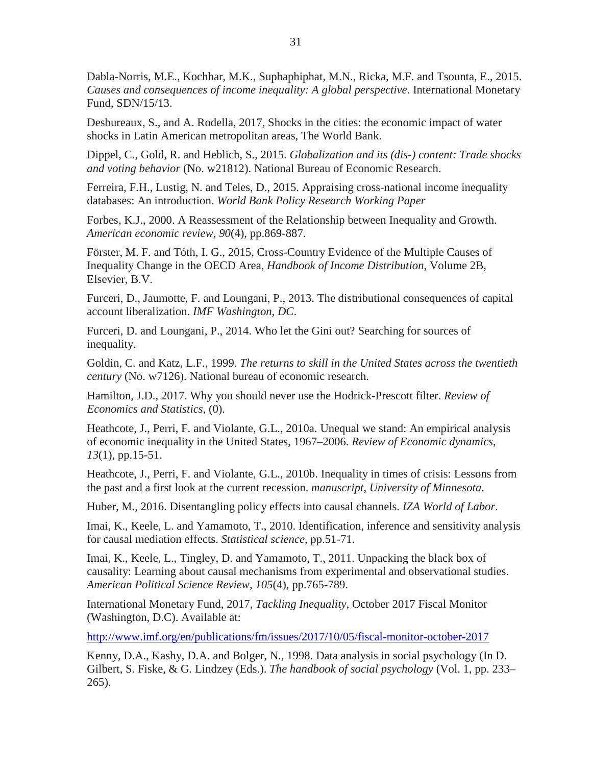Dabla-Norris, M.E., Kochhar, M.K., Suphaphiphat, M.N., Ricka, M.F. and Tsounta, E., 2015. *Causes and consequences of income inequality: A global perspective*. International Monetary Fund, SDN/15/13.

Desbureaux, S., and A. Rodella, 2017, Shocks in the cities: the economic impact of water shocks in Latin American metropolitan areas, The World Bank.

Dippel, C., Gold, R. and Heblich, S., 2015. *Globalization and its (dis-) content: Trade shocks and voting behavior* (No. w21812). National Bureau of Economic Research.

Ferreira, F.H., Lustig, N. and Teles, D., 2015. Appraising cross-national income inequality databases: An introduction. *World Bank Policy Research Working Paper*

Forbes, K.J., 2000. A Reassessment of the Relationship between Inequality and Growth. *American economic review*, *90*(4), pp.869-887.

Förster, M. F. and Tóth, I. G., 2015, Cross-Country Evidence of the Multiple Causes of Inequality Change in the OECD Area, *Handbook of Income Distribution*, Volume 2B, Elsevier, B.V.

Furceri, D., Jaumotte, F. and Loungani, P., 2013. The distributional consequences of capital account liberalization. *IMF Washington, DC*.

Furceri, D. and Loungani, P., 2014. Who let the Gini out? Searching for sources of inequality.

Goldin, C. and Katz, L.F., 1999. *The returns to skill in the United States across the twentieth century* (No. w7126). National bureau of economic research.

Hamilton, J.D., 2017. Why you should never use the Hodrick-Prescott filter. *Review of Economics and Statistics*, (0).

Heathcote, J., Perri, F. and Violante, G.L., 2010a. Unequal we stand: An empirical analysis of economic inequality in the United States, 1967–2006. *Review of Economic dynamics*, *13*(1), pp.15-51.

Heathcote, J., Perri, F. and Violante, G.L., 2010b. Inequality in times of crisis: Lessons from the past and a first look at the current recession. *manuscript, University of Minnesota*.

Huber, M., 2016. Disentangling policy effects into causal channels. *IZA World of Labor*.

Imai, K., Keele, L. and Yamamoto, T., 2010. Identification, inference and sensitivity analysis for causal mediation effects. *Statistical science*, pp.51-71.

Imai, K., Keele, L., Tingley, D. and Yamamoto, T., 2011. Unpacking the black box of causality: Learning about causal mechanisms from experimental and observational studies. *American Political Science Review*, *105*(4), pp.765-789.

International Monetary Fund, 2017, *Tackling Inequality*, October 2017 Fiscal Monitor (Washington, D.C). Available at:

http://www.imf.org/en/publications/fm/issues/2017/10/05/fiscal-monitor-october-2017

Kenny, D.A., Kashy, D.A. and Bolger, N., 1998. Data analysis in social psychology (In D. Gilbert, S. Fiske, & G. Lindzey (Eds.). *The handbook of social psychology* (Vol. 1, pp. 233–265).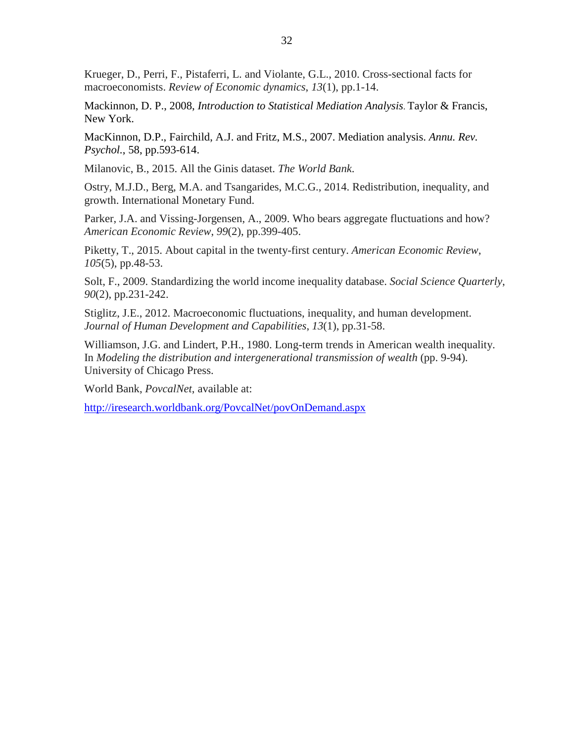Krueger, D., Perri, F., Pistaferri, L. and Violante, G.L., 2010. Cross-sectional facts for macroeconomists. *Review of Economic dynamics*, *13*(1), pp.1-14.

Mackinnon, D. P., 2008, *Introduction to Statistical Mediation Analysis*. Taylor & Francis, New York.

MacKinnon, D.P., Fairchild, A.J. and Fritz, M.S., 2007. Mediation analysis. *Annu. Rev. Psychol.*, 58, pp.593-614.

Milanovic, B., 2015. All the Ginis dataset. *The World Bank*.

Ostry, M.J.D., Berg, M.A. and Tsangarides, M.C.G., 2014. Redistribution, inequality, and growth. International Monetary Fund.

Parker, J.A. and Vissing-Jorgensen, A., 2009. Who bears aggregate fluctuations and how? *American Economic Review*, *99*(2), pp.399-405.

Piketty, T., 2015. About capital in the twenty-first century. *American Economic Review*, *105*(5), pp.48-53.

Solt, F., 2009. Standardizing the world income inequality database. *Social Science Quarterly*, *90*(2), pp.231-242.

Stiglitz, J.E., 2012. Macroeconomic fluctuations, inequality, and human development. *Journal of Human Development and Capabilities*, *13*(1), pp.31-58.

Williamson, J.G. and Lindert, P.H., 1980. Long-term trends in American wealth inequality. In *Modeling the distribution and intergenerational transmission of wealth* (pp. 9-94). University of Chicago Press.

World Bank, *PovcalNet*, available at:

http://iresearch.worldbank.org/PovcalNet/povOnDemand.aspx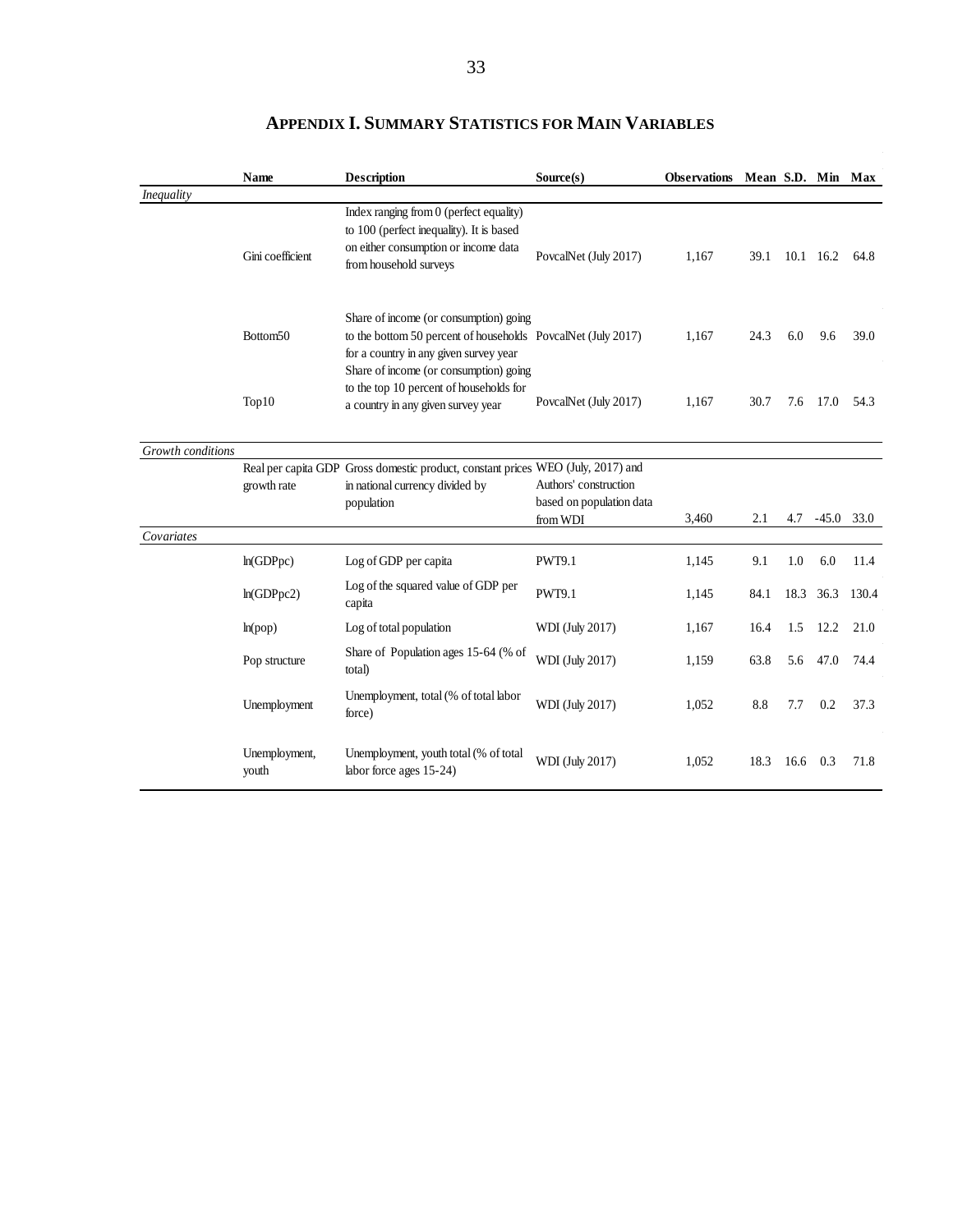## APPENDIX I. SUMMARY STATISTICS FOR MAIN VARIABLES

| | Name | Description | Source(s) | Observations | Mean | S.D. | Min | Max |
|---|---|---|---|---|---|---|---|---|
| *Inequality* | | | | | | | | |
| | Gini coefficient | Index ranging from 0 (perfect equality) to 100 (perfect inequality). It is based on either consumption or income data from household surveys | PovcalNet (July 2017) | 1,167 | 39.1 | 10.1 | 16.2 | 64.8 |
| | Bottom50 | Share of income (or consumption) going to the bottom 50 percent of households for a country in any given survey year | PovcalNet (July 2017) | 1,167 | 24.3 | 6.0 | 9.6 | 39.0 |
| | Top10 | Share of income (or consumption) going to the top 10 percent of households for a country in any given survey year | PovcalNet (July 2017) | 1,167 | 30.7 | 7.6 | 17.0 | 54.3 |
| *Growth conditions* | | | | | | | | |
| | Real per capita GDP growth rate | Gross domestic product, constant prices in national currency divided by population | WEO (July, 2017) and Authors' construction based on population data from WDI | 3,460 | 2.1 | 4.7 | -45.0 | 33.0 |
| *Covariates* | | | | | | | | |
| | ln(GDPpc) | Log of GDP per capita | PWT9.1 | 1,145 | 9.1 | 1.0 | 6.0 | 11.4 |
| | ln(GDPpc2) | Log of the squared value of GDP per capita | PWT9.1 | 1,145 | 84.1 | 18.3 | 36.3 | 130.4 |
| | ln(pop) | Log of total population | WDI (July 2017) | 1,167 | 16.4 | 1.5 | 12.2 | 21.0 |
| | Pop structure | Share of Population ages 15-64 (% of total) | WDI (July 2017) | 1,159 | 63.8 | 5.6 | 47.0 | 74.4 |
| | Unemployment | Unemployment, total (% of total labor force) | WDI (July 2017) | 1,052 | 8.8 | 7.7 | 0.2 | 37.3 |
| | Unemployment, youth | Unemployment, youth total (% of total labor force ages 15-24) | WDI (July 2017) | 1,052 | 18.3 | 16.6 | 0.3 | 71.8 |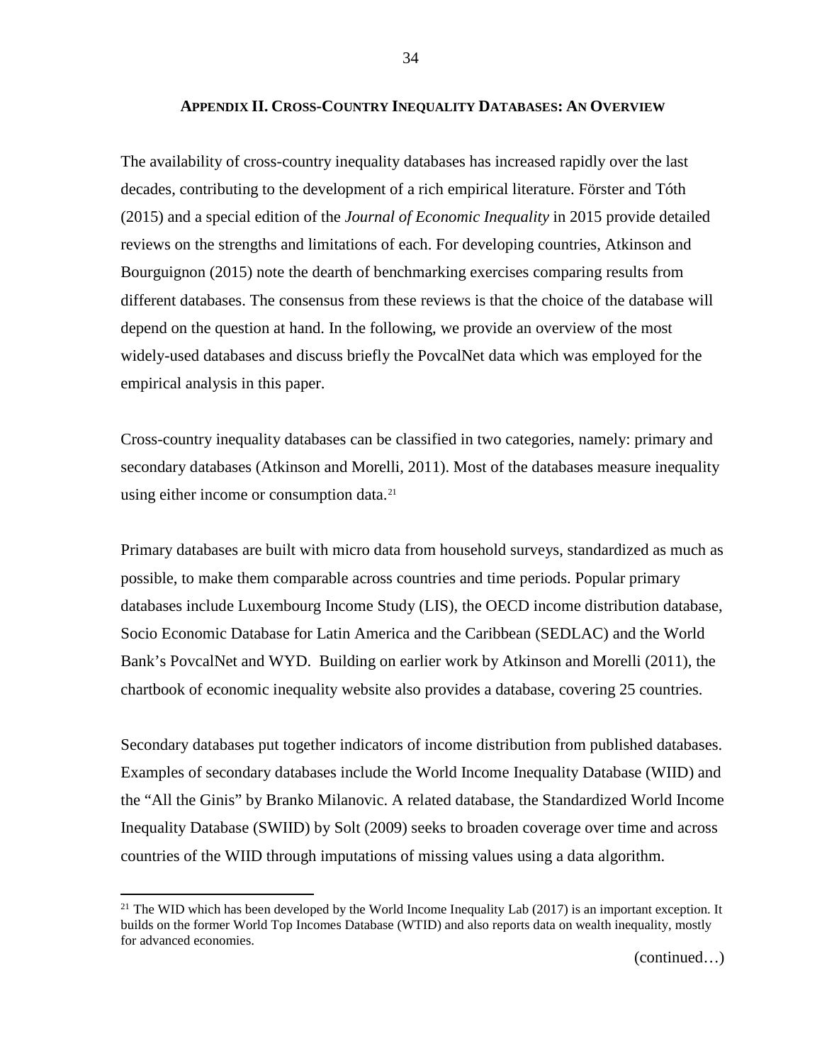## Appendix II. Cross-Country Inequality Databases: An Overview

The availability of cross-country inequality databases has increased rapidly over the last decades, contributing to the development of a rich empirical literature. Förster and Tóth (2015) and a special edition of the *Journal of Economic Inequality* in 2015 provide detailed reviews on the strengths and limitations of each. For developing countries, Atkinson and Bourguignon (2015) note the dearth of benchmarking exercises comparing results from different databases. The consensus from these reviews is that the choice of the database will depend on the question at hand. In the following, we provide an overview of the most widely-used databases and discuss briefly the PovcalNet data which was employed for the empirical analysis in this paper.

Cross-country inequality databases can be classified in two categories, namely: primary and secondary databases (Atkinson and Morelli, 2011). Most of the databases measure inequality using either income or consumption data.[21]

Primary databases are built with micro data from household surveys, standardized as much as possible, to make them comparable across countries and time periods. Popular primary databases include Luxembourg Income Study (LIS), the OECD income distribution database, Socio Economic Database for Latin America and the Caribbean (SEDLAC) and the World Bank's PovcalNet and WYD. Building on earlier work by Atkinson and Morelli (2011), the chartbook of economic inequality website also provides a database, covering 25 countries.

Secondary databases put together indicators of income distribution from published databases. Examples of secondary databases include the World Income Inequality Database (WIID) and the "All the Ginis" by Branko Milanovic. A related database, the Standardized World Income Inequality Database (SWIID) by Solt (2009) seeks to broaden coverage over time and across countries of the WIID through imputations of missing values using a data algorithm.

[21] The WID which has been developed by the World Income Inequality Lab (2017) is an important exception. It builds on the former World Top Incomes Database (WTID) and also reports data on wealth inequality, mostly for advanced economies.

(continued…)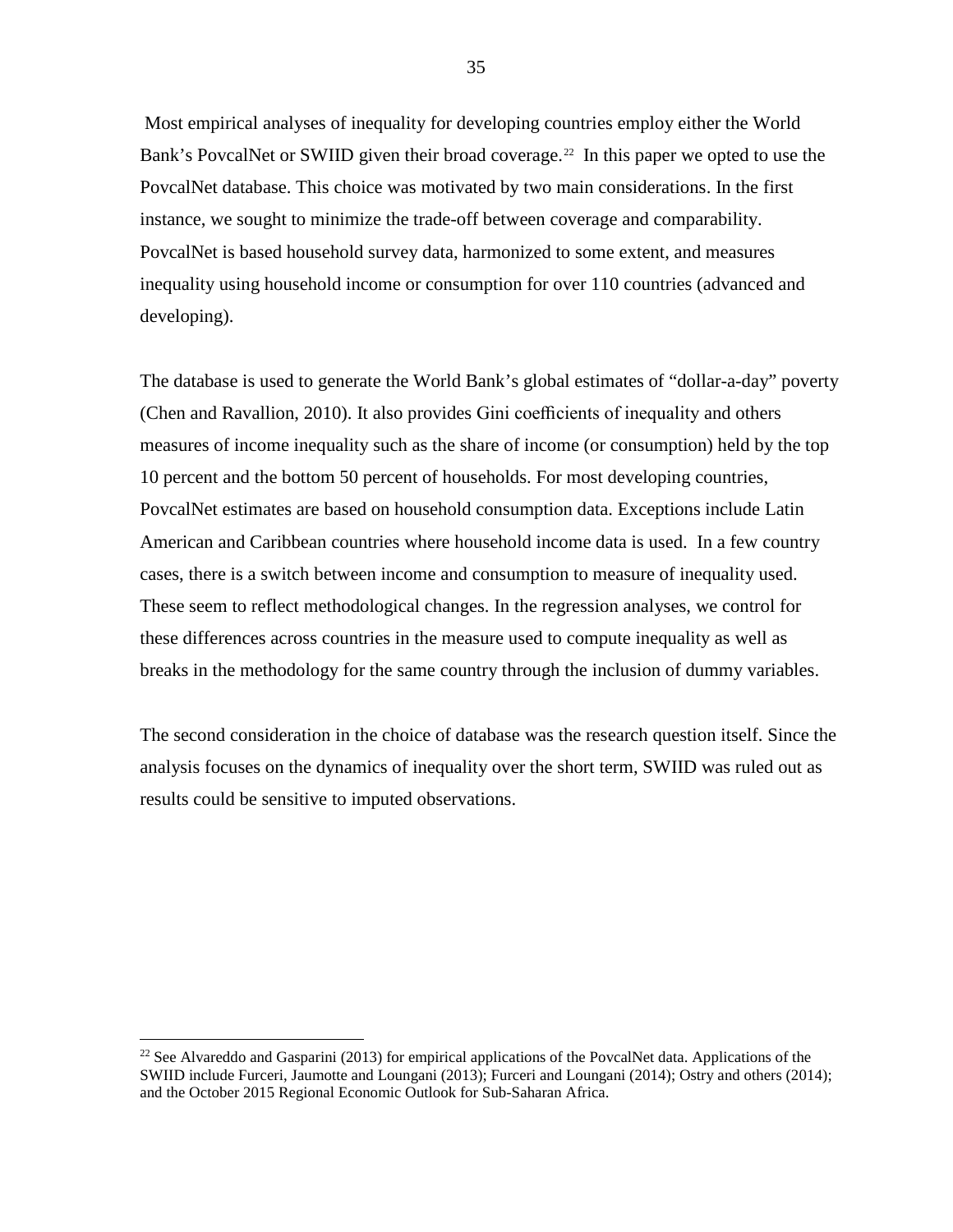Most empirical analyses of inequality for developing countries employ either the World Bank's PovcalNet or SWIID given their broad coverage.[22] In this paper we opted to use the PovcalNet database. This choice was motivated by two main considerations. In the first instance, we sought to minimize the trade-off between coverage and comparability. PovcalNet is based household survey data, harmonized to some extent, and measures inequality using household income or consumption for over 110 countries (advanced and developing).

The database is used to generate the World Bank's global estimates of "dollar-a-day" poverty (Chen and Ravallion, 2010). It also provides Gini coefficients of inequality and others measures of income inequality such as the share of income (or consumption) held by the top 10 percent and the bottom 50 percent of households. For most developing countries, PovcalNet estimates are based on household consumption data. Exceptions include Latin American and Caribbean countries where household income data is used. In a few country cases, there is a switch between income and consumption to measure of inequality used. These seem to reflect methodological changes. In the regression analyses, we control for these differences across countries in the measure used to compute inequality as well as breaks in the methodology for the same country through the inclusion of dummy variables.

The second consideration in the choice of database was the research question itself. Since the analysis focuses on the dynamics of inequality over the short term, SWIID was ruled out as results could be sensitive to imputed observations.

[22] See Alvareddo and Gasparini (2013) for empirical applications of the PovcalNet data. Applications of the SWIID include Furceri, Jaumotte and Loungani (2013); Furceri and Loungani (2014); Ostry and others (2014); and the October 2015 Regional Economic Outlook for Sub-Saharan Africa.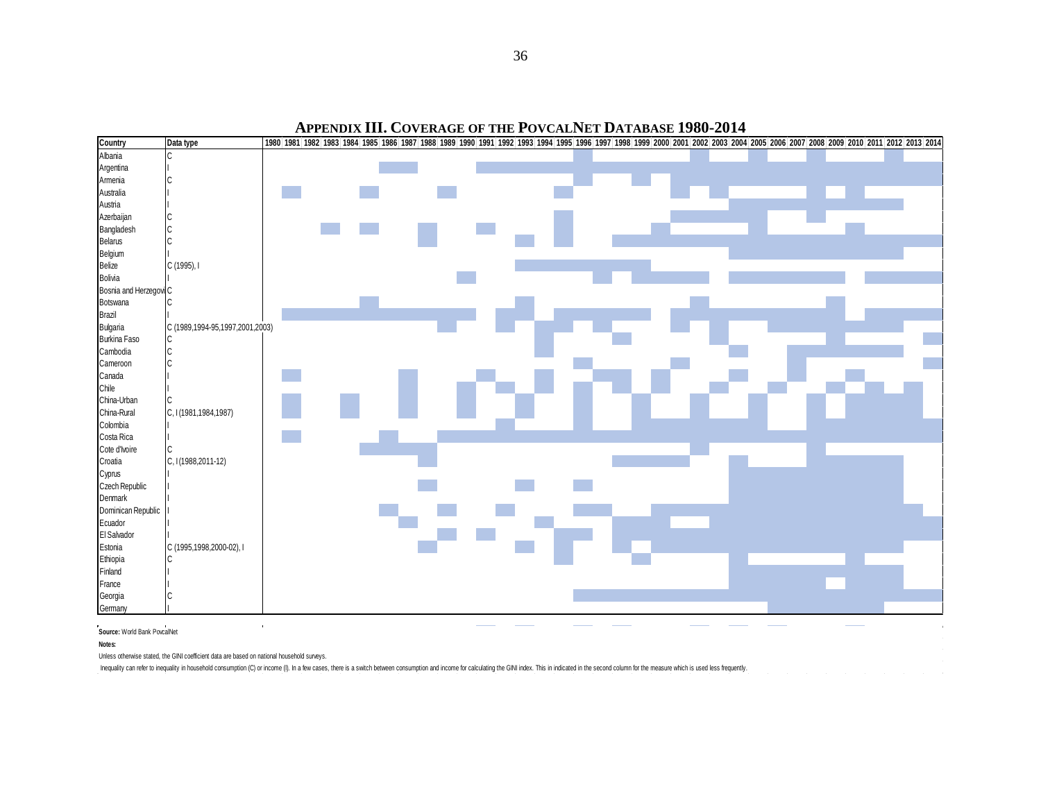# APPENDIX III. COVERAGE OF THE POVCALNET DATABASE 1980-2014

| Country | Data type | 1980 | 1981 | 1982 | 1983 | 1984 | 1985 | 1986 | 1987 | 1988 | 1989 | 1990 | 1991 | 1992 | 1993 | 1994 | 1995 | 1996 | 1997 | 1998 | 1999 | 2000 | 2001 | 2002 | 2003 | 2004 | 2005 | 2006 | 2007 | 2008 | 2009 | 2010 | 2011 | 2012 | 2013 | 2014 |
|---|---|---|---|---|---|---|---|---|---|---|---|---|---|---|---|---|---|---|---|---|---|---|---|---|---|---|---|---|---|---|---|---|---|---|---|---|
| Albania | C | | | | | | | | | | | | | | | | | X | | | | | | X | | | X | | | X | | | | X | | |
| Argentina | I | | | | | | | X | X | | | | X | X | X | X | X | X | X | X | X | X | X | X | X | X | X | X | X | X | X | X | X | X | X | X |
| Armenia | C | | | | | | | | | | | | | | | | | X | | | X | | X | X | X | X | X | X | X | X | X | X | X | X | X | X |
| Australia | I | | X | | | | X | | | | X | | | | | | X | | | | | | X | | X | | | | | X | | X | | | | |
| Austria | I | | | | | | | | | | | | | | | | | | | | | | | | | X | X | X | X | X | X | X | X | X | | |
| Azerbaijan | C | | | | | | | | | | | | | | | | X | | | | | | X | X | X | X | X | | | X | | | | | | |
| Bangladesh | C | | | | X | | X | | | X | | | X | | | | X | | | | | X | | | | | X | | | | | X | | | | |
| Belarus | C | | | | | | | | | X | | | | | X | | X | | | X | X | X | X | X | X | X | X | X | X | X | X | X | X | X | X | X |
| Belgium | I | | | | | | | | | | | | | | | | | | | | | | | | | X | X | X | X | X | X | X | X | X | | |
| Belize | C (1995), I | | | | | | | | | | | | | | X | X | X | X | X | X | X | | | | | | | | | | | | | | | |
| Bolivia | I | | | | | | | | | | | X | | | | | | | X | | X | X | X | X | | X | X | X | X | X | X | | X | X | X | X |
| Bosnia and Herzegovi | C | | | | | | | | | | | | | | | | | | | | | | | | | | | | | | | | | | | |
| Botswana | C | | | | | | X | | | | | | | | X | | | | | | | | | X | | | | | | | X | | | | | |
| Brazil | I | | X | X | X | X | X | X | X | X | X | X | | X | X | | X | X | X | X | X | | X | X | X | X | X | X | X | X | X | | X | X | X | X |
| Bulgaria | C (1989,1994-95,1997,2001,2003) | | | | | | | | | | X | | | X | | X | X | | X | | | | X | | X | | | X | X | X | X | X | X | X | | |
| Burkina Faso | C | | | | | | | | | | | | | | | X | | | | X | | | | | X | | | | | | X | | | | | X |
| Cambodia | C | | | | | | | | | | | | | | | X | | | | | | | | | | X | | | X | X | X | X | X | X | | |
| Cameroon | C | | | | | | | | | | | | | | | | | X | | | | | X | | | | | | X | | | | | | | X |
| Canada | I | | X | | | | | | X | | | | X | | | X | | | X | X | | X | | | | X | | | X | | | X | | | | |
| Chile | I | | | | | | | | X | | | X | | X | | X | | X | | X | | X | | | X | | | X | | | X | | X | | X | |
| China-Urban | C | | X | | | X | | | X | | | X | | | X | | | X | | | X | | | X | | | X | | | X | | X | X | X | X | |
| China-Rural | C, I (1981,1984,1987) | | X | | | X | | | X | | | X | | | X | | | X | | | X | | | X | | | X | | | X | | X | X | X | X | |
| Colombia | I | | | | | | | | | | | | | X | | | | X | | | X | X | X | X | X | X | X | X | X | X | X | X | X | X | X | X |
| Costa Rica | I | | X | | | | | X | | | X | X | X | X | X | X | X | X | X | X | X | X | X | X | X | X | X | X | X | X | X | X | X | X | X | X |
| Cote d'Ivoire | C | | | | | | X | X | X | X | | | | | | | | | | | | | | X | | | | | | X | | | | | | |
| Croatia | C, I (1988,2011-12) | | | | | | | | | X | | | | | | | | | | X | X | X | X | | | X | | | | X | X | X | X | X | | |
| Cyprus | I | | | | | | | | | | | | | | | | | | | | | | | | | X | X | X | X | X | X | X | X | X | | |
| Czech Republic | I | | | | | | | | | X | | | | | X | | | X | | | | | | | | X | X | X | X | X | X | X | X | X | | |
| Denmark | I | | | | | | | | | | | | | | | | | | | | | | | | | X | X | X | X | X | X | X | X | X | | |
| Dominican Republic | I | | | | | | | X | | | X | | | X | | | | X | X | | | X | X | X | X | X | X | X | X | X | X | X | X | X | X | |
| Ecuador | I | | | | | | | | X | | | | | | | X | | | | X | X | X | | | X | X | X | X | X | X | X | X | X | X | X | X |
| El Salvador | I | | | | | | | | | | X | | X | | | | X | X | | X | X | X | X | X | X | X | X | X | X | X | X | X | X | X | X | X |
| Estonia | C (1995,1998,2000-02), I | | | | | | | | | X | | | | | X | | X | | | X | | X | X | X | X | X | X | X | X | X | X | X | X | X | | |
| Ethiopia | C | | | | | | | | | | | | | | | | X | | | | X | | | | | X | | | | | | X | | | | |
| Finland | I | | | | | | | | | | | | | | | | | | | | | | | | | X | X | X | X | X | X | X | X | X | | |
| France | I | | | | | | | | | | | | | | | | | | | | | | | | | X | X | X | X | X | | X | X | X | | |
| Georgia | C | | | | | | | | | | | | | | | | | X | X | X | X | X | X | X | X | X | X | X | X | X | X | X | X | X | X | X |
| Germany | I | | | | | | | | | | | | | | | | | | | | | | | | | | | X | X | X | X | X | X | | | |

**Source:** World Bank PovcalNet

**Notes:**

Unless otherwise stated, the GINI coefficient data are based on national household surveys.

Inequality can refer to inequality in household consumption (C) or income (I). In a few cases, there is a switch between consumption and income for calculating the GINI index. This in indicated in the second column for the measure which is used less frequently.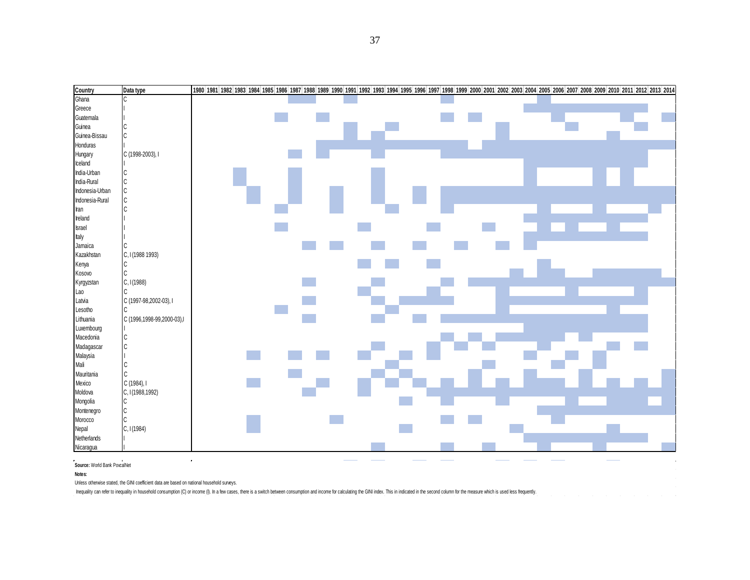| Country | Data type | 1980 | 1981 | 1982 | 1983 | 1984 | 1985 | 1986 | 1987 | 1988 | 1989 | 1990 | 1991 | 1992 | 1993 | 1994 | 1995 | 1996 | 1997 | 1998 | 1999 | 2000 | 2001 | 2002 | 2003 | 2004 | 2005 | 2006 | 2007 | 2008 | 2009 | 2010 | 2011 | 2012 | 2013 | 2014 |
|---|---|---|---|---|---|---|---|---|---|---|---|---|---|---|---|---|---|---|---|---|---|---|---|---|---|---|---|---|---|---|---|---|---|---|---|---|
| Ghana | C | | | | | | | | X | X | | | X | | | | | | | X | | | | | | | X | | | | | | | | | |
| Greece | I | | | | | | | | | | | | | | | | | | | | | | | | | X | X | X | X | X | X | X | X | X | | |
| Guatemala | I | | | | | | | X | | | X | | | | | | | | | X | | X | | | | | | X | | | | | X | | | X |
| Guinea | C | | | | | | | | | | | | X | | | X | | | | | | | | X | | | | | X | | | | | X | | |
| Guinea-Bissau | C | | | | | | | | | | | | X | | X | | | | | | | | | X | | | | | | | | X | | | | |
| Honduras | I | | | | | | | | | | X | X | X | X | X | X | X | X | X | X | X | | X | X | X | X | X | X | X | X | X | X | X | X | X | X |
| Hungary | C (1998-2003), I | | | | | | | | X | | X | | | | X | | | | | X | X | X | X | X | X | X | X | X | X | X | X | X | X | X | | |
| Iceland | I | | | | | | | | | | | | | | | | | | | | | | | | | X | X | X | X | X | X | X | X | X | | |
| India-Urban | C | | | | X | | | | X | | | | | | X | | | | | | | | | | | X | | | | | X | | X | | | |
| India-Rural | C | | | | X | | | | X | | | | | | X | | | | | | | | | | | X | | | | | X | | X | | | |
| Indonesia-Urban | C | | | | | X | | | X | | | X | | | X | | | X | | X | X | X | X | X | X | X | X | X | X | X | X | X | X | X | X | X |
| Indonesia-Rural | C | | | | | X | | | X | | | X | | | X | | | X | | X | X | X | X | X | X | X | X | X | X | X | X | X | X | X | X | X |
| Iran | C | | | | | | | X | | | | X | | | | X | | | | X | | | | | | | X | | | | X | | | | X | |
| Ireland | I | | | | | | | | | | | | | | | | | | | | | | | | | X | X | X | X | X | X | X | X | X | | |
| Israel | I | | | | | | | X | | | | | | X | | | | | X | | | | X | | | | X | | X | | | X | | | | |
| Italy | I | | | | | | | | | | | | | | | | | | | | | | | | | X | X | X | X | X | X | X | X | X | | |
| Jamaica | C | | | | | | | | | X | | X | | | X | | | X | | | X | | | X | | X | | | | | | | | | | |
| Kazakhstan | C, I (1988 1993) | | | | | | | | | | | | | | | | | | | | | | | | | | | | | | | | | | | |
| Kenya | C | | | | | | | | | | | | | X | | X | | | X | | | | | | | | X | | | | | | | | | |
| Kosovo | C | | | | | | | | | | | | | | | | | | | | | | | | X | | X | X | | | X | X | X | X | X | |
| Kyrgyzstan | C, I (1988) | | | | | | | | | X | | | | | X | | | | | X | | X | X | X | X | X | X | X | X | X | X | X | X | X | X | X |
| Lao | C | | | | | | | | | | | | | X | | | | | X | | | | | X | | | | | X | | | | | X | | |
| Latvia | C (1997-98,2002-03), I | | | | | | | | | X | | | | | X | | X | X | X | X | | | | X | X | X | X | X | X | X | X | X | X | X | | |
| Lesotho | C | | | | | | | X | | | | | | | | X | | | | | | | | X | | | | | | | | X | | | | |
| Lithuania | C (1996,1998-99,2000-03),I | | | | | | | | | X | | | | | X | | | X | | X | X | X | X | X | X | X | X | X | X | X | X | X | X | X | | |
| Luxembourg | I | | | | | | | | | | | | | | | | | | | | | | | | | X | X | X | X | X | X | X | X | X | | |
| Macedonia | C | | | | | | | | | | | | | | | | | | | X | | X | | X | X | X | X | X | | X | | | | | | |
| Madagascar | C | | | | | | | | | | | | | | X | | | | X | | X | | X | | | | X | | | | | X | | X | | |
| Malaysia | I | | | | | X | | | X | | X | | | X | | | X | | X | | | | | | | X | | | X | | X | | | | | |
| Mali | C | | | | | | | | | | | | | | | X | | | | | | | X | | | | | X | | | X | | | | | |
| Mauritania | C | | | | | | | | X | | | | | | X | | X | | | | | X | | | | X | | | | X | | | | | | X |
| Mexico | C (1984), I | | | | | X | | | | | X | | | X | | X | | X | | X | | X | | X | | X | X | | | X | | X | | X | | X |
| Moldova | C, I (1988,1992) | | | | | | | | | X | | | | X | | | | | X | X | X | X | X | X | X | X | X | X | X | X | X | X | X | X | X | X |
| Mongolia | C | | | | | | | | | | | | | | | | X | | | X | | | | X | | | | | X | | | X | X | X | | X |
| Montenegro | C | | | | | | | | | | | | | | | | | | | | | | | | | | X | X | X | X | X | X | X | X | X | X |
| Morocco | C | | | | | X | | | | | | X | | | | | | | | X | | X | | | | | | X | | | | | | | | |
| Nepal | C, I (1984) | | | | | X | | | | | | | | | | | X | | | | | | | | X | | | | | | | X | | | | |
| Netherlands | I | | | | | | | | | | | | | | | | | | | | | | | | | X | X | X | X | X | X | X | X | X | | |
| Nicaragua | I | | | | | | | | | | | | | | X | | | | | X | | | X | | | | X | | | | X | | | | | X |

**Source:** World Bank PovcalNet

**Notes:**

Unless otherwise stated, the GINI coefficient data are based on national household surveys.

Inequality can refer to inequality in household consumption (C) or income (I). In a few cases, there is a switch between consumption and income for calculating the GINI index. This in indicated in the second column for the measure which is used less frequently.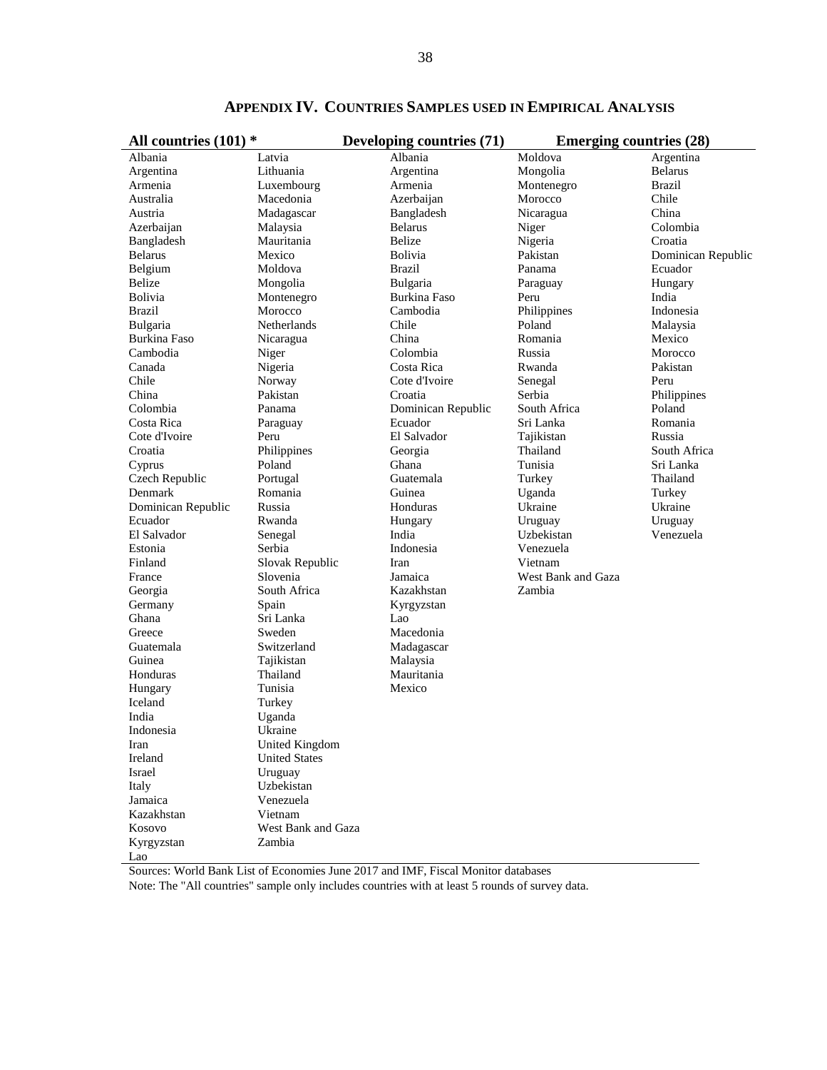## APPENDIX IV. COUNTRIES SAMPLES USED IN EMPIRICAL ANALYSIS

| All countries (101) * | | Developing countries (71) | | Emerging countries (28) |
|---|---|---|---|---|
| Albania | Latvia | Albania | Moldova | Argentina |
| Argentina | Lithuania | Argentina | Mongolia | Belarus |
| Armenia | Luxembourg | Armenia | Montenegro | Brazil |
| Australia | Macedonia | Azerbaijan | Morocco | Chile |
| Austria | Madagascar | Bangladesh | Nicaragua | China |
| Azerbaijan | Malaysia | Belarus | Niger | Colombia |
| Bangladesh | Mauritania | Belize | Nigeria | Croatia |
| Belarus | Mexico | Bolivia | Pakistan | Dominican Republic |
| Belgium | Moldova | Brazil | Panama | Ecuador |
| Belize | Mongolia | Bulgaria | Paraguay | Hungary |
| Bolivia | Montenegro | Burkina Faso | Peru | India |
| Brazil | Morocco | Cambodia | Philippines | Indonesia |
| Bulgaria | Netherlands | Chile | Poland | Malaysia |
| Burkina Faso | Nicaragua | China | Romania | Mexico |
| Cambodia | Niger | Colombia | Russia | Morocco |
| Canada | Nigeria | Costa Rica | Rwanda | Pakistan |
| Chile | Norway | Cote d'Ivoire | Senegal | Peru |
| China | Pakistan | Croatia | Serbia | Philippines |
| Colombia | Panama | Dominican Republic | South Africa | Poland |
| Costa Rica | Paraguay | Ecuador | Sri Lanka | Romania |
| Cote d'Ivoire | Peru | El Salvador | Tajikistan | Russia |
| Croatia | Philippines | Georgia | Thailand | South Africa |
| Cyprus | Poland | Ghana | Tunisia | Sri Lanka |
| Czech Republic | Portugal | Guatemala | Turkey | Thailand |
| Denmark | Romania | Guinea | Uganda | Turkey |
| Dominican Republic | Russia | Honduras | Ukraine | Ukraine |
| Ecuador | Rwanda | Hungary | Uruguay | Uruguay |
| El Salvador | Senegal | India | Uzbekistan | Venezuela |
| Estonia | Serbia | Indonesia | Venezuela | |
| Finland | Slovak Republic | Iran | Vietnam | |
| France | Slovenia | Jamaica | West Bank and Gaza | |
| Georgia | South Africa | Kazakhstan | Zambia | |
| Germany | Spain | Kyrgyzstan | | |
| Ghana | Sri Lanka | Lao | | |
| Greece | Sweden | Macedonia | | |
| Guatemala | Switzerland | Madagascar | | |
| Guinea | Tajikistan | Malaysia | | |
| Honduras | Thailand | Mauritania | | |
| Hungary | Tunisia | Mexico | | |
| Iceland | Turkey | | | |
| India | Uganda | | | |
| Indonesia | Ukraine | | | |
| Iran | United Kingdom | | | |
| Ireland | United States | | | |
| Israel | Uruguay | | | |
| Italy | Uzbekistan | | | |
| Jamaica | Venezuela | | | |
| Kazakhstan | Vietnam | | | |
| Kosovo | West Bank and Gaza | | | |
| Kyrgyzstan | Zambia | | | |
| Lao | | | | |

Sources: World Bank List of Economies June 2017 and IMF, Fiscal Monitor databases

Note: The "All countries" sample only includes countries with at least 5 rounds of survey data.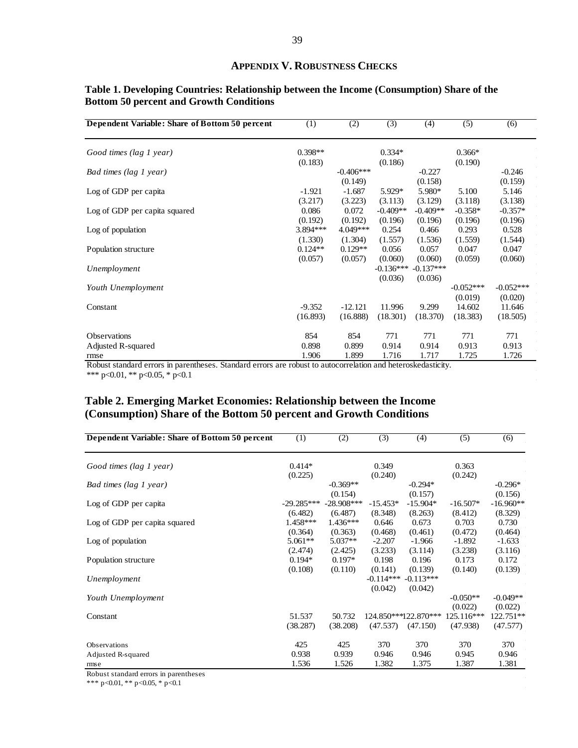## APPENDIX V. ROBUSTNESS CHECKS

**Table 1. Developing Countries: Relationship between the Income (Consumption) Share of the Bottom 50 percent and Growth Conditions**

| Dependent Variable: Share of Bottom 50 percent | (1) | (2) | (3) | (4) | (5) | (6) |
|---|---|---|---|---|---|---|
| *Good times (lag 1 year)* | 0.398** | | 0.334* | | 0.366* | |
| | (0.183) | | (0.186) | | (0.190) | |
| *Bad times (lag 1 year)* | | -0.406*** | | -0.227 | | -0.246 |
| | | (0.149) | | (0.158) | | (0.159) |
| Log of GDP per capita | -1.921 | -1.687 | 5.929* | 5.980* | 5.100 | 5.146 |
| | (3.217) | (3.223) | (3.113) | (3.129) | (3.118) | (3.138) |
| Log of GDP per capita squared | 0.086 | 0.072 | -0.409** | -0.409** | -0.358* | -0.357* |
| | (0.192) | (0.192) | (0.196) | (0.196) | (0.196) | (0.196) |
| Log of population | 3.894*** | 4.049*** | 0.254 | 0.466 | 0.293 | 0.528 |
| | (1.330) | (1.304) | (1.557) | (1.536) | (1.559) | (1.544) |
| Population structure | 0.124** | 0.129** | 0.056 | 0.057 | 0.047 | 0.047 |
| | (0.057) | (0.057) | (0.060) | (0.060) | (0.059) | (0.060) |
| *Unemployment* | | | -0.136*** | -0.137*** | | |
| | | | (0.036) | (0.036) | | |
| *Youth Unemployment* | | | | | -0.052*** | -0.052*** |
| | | | | | (0.019) | (0.020) |
| Constant | -9.352 | -12.121 | 11.996 | 9.299 | 14.602 | 11.646 |
| | (16.893) | (16.888) | (18.301) | (18.370) | (18.383) | (18.505) |
| Observations | 854 | 854 | 771 | 771 | 771 | 771 |
| Adjusted R-squared | 0.898 | 0.899 | 0.914 | 0.914 | 0.913 | 0.913 |
| rmse | 1.906 | 1.899 | 1.716 | 1.717 | 1.725 | 1.726 |

Robust standard errors in parentheses. Standard errors are robust to autocorrelation and heteroskedasticity.
*** p<0.01, ** p<0.05, * p<0.1

**Table 2. Emerging Market Economies: Relationship between the Income (Consumption) Share of the Bottom 50 percent and Growth Conditions**

| Dependent Variable: Share of Bottom 50 percent | (1) | (2) | (3) | (4) | (5) | (6) |
|---|---|---|---|---|---|---|
| *Good times (lag 1 year)* | 0.414* | | 0.349 | | 0.363 | |
| | (0.225) | | (0.240) | | (0.242) | |
| *Bad times (lag 1 year)* | | -0.369** | | -0.294* | | -0.296* |
| | | (0.154) | | (0.157) | | (0.156) |
| Log of GDP per capita | -29.285*** | -28.908*** | -15.453* | -15.904* | -16.507* | -16.960** |
| | (6.482) | (6.487) | (8.348) | (8.263) | (8.412) | (8.329) |
| Log of GDP per capita squared | 1.458*** | 1.436*** | 0.646 | 0.673 | 0.703 | 0.730 |
| | (0.364) | (0.363) | (0.468) | (0.461) | (0.472) | (0.464) |
| Log of population | 5.061** | 5.037** | -2.207 | -1.966 | -1.892 | -1.633 |
| | (2.474) | (2.425) | (3.233) | (3.114) | (3.238) | (3.116) |
| Population structure | 0.194* | 0.197* | 0.198 | 0.196 | 0.173 | 0.172 |
| | (0.108) | (0.110) | (0.141) | (0.139) | (0.140) | (0.139) |
| *Unemployment* | | | -0.114*** | -0.113*** | | |
| | | | (0.042) | (0.042) | | |
| *Youth Unemployment* | | | | | -0.050** | -0.049** |
| | | | | | (0.022) | (0.022) |
| Constant | 51.537 | 50.732 | 124.850*** | 122.870*** | 125.116*** | 122.751** |
| | (38.287) | (38.208) | (47.537) | (47.150) | (47.938) | (47.577) |
| Observations | 425 | 425 | 370 | 370 | 370 | 370 |
| Adjusted R-squared | 0.938 | 0.939 | 0.946 | 0.946 | 0.945 | 0.946 |
| rmse | 1.536 | 1.526 | 1.382 | 1.375 | 1.387 | 1.381 |

Robust standard errors in parentheses
*** p<0.01, ** p<0.05, * p<0.1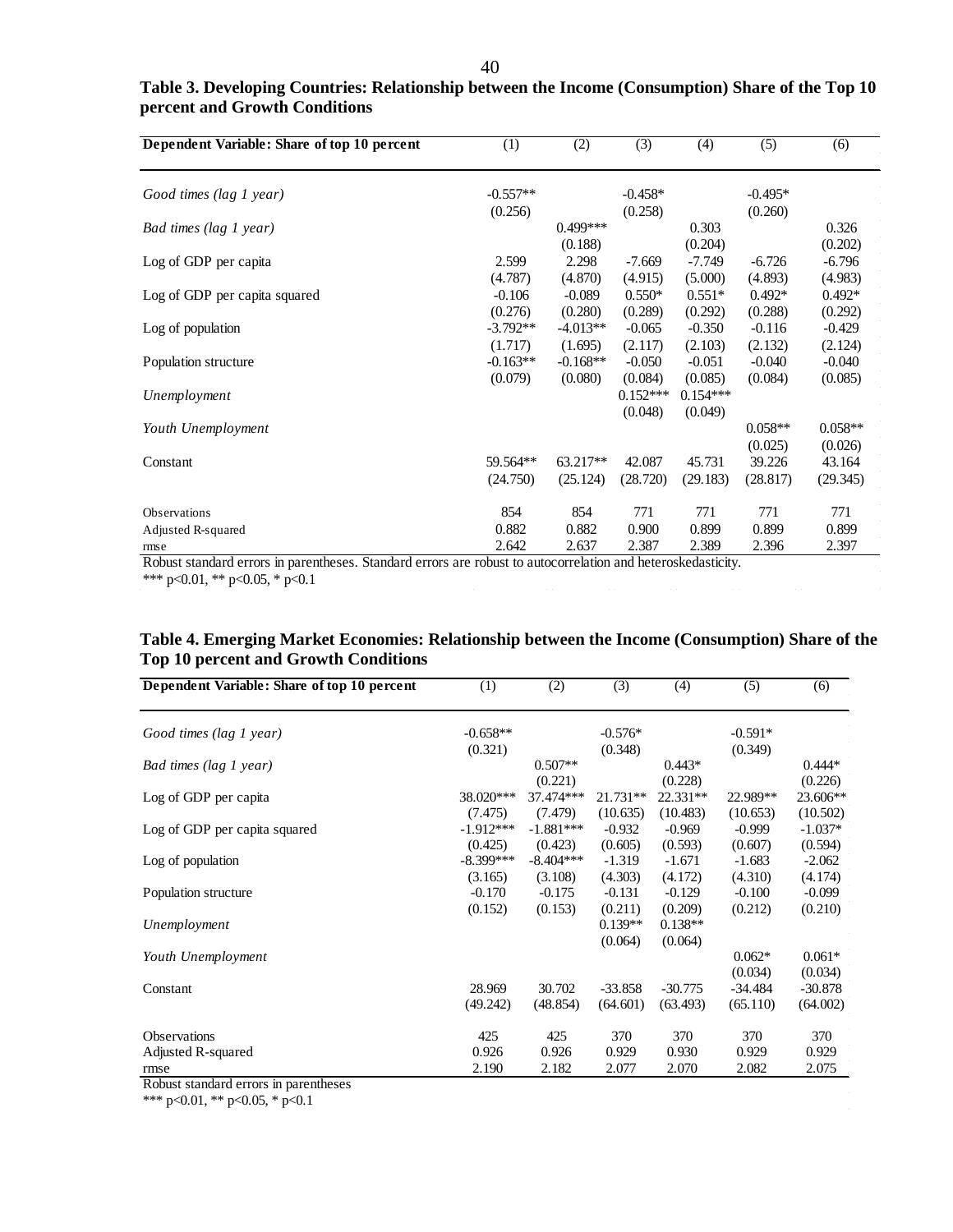**Table 3. Developing Countries: Relationship between the Income (Consumption) Share of the Top 10 percent and Growth Conditions**

| Dependent Variable: Share of top 10 percent | (1) | (2) | (3) | (4) | (5) | (6) |
|---|---|---|---|---|---|---|
| *Good times (lag 1 year)* | -0.557** | | -0.458* | | -0.495* | |
| | (0.256) | | (0.258) | | (0.260) | |
| *Bad times (lag 1 year)* | | 0.499*** | | 0.303 | | 0.326 |
| | | (0.188) | | (0.204) | | (0.202) |
| Log of GDP per capita | 2.599 | 2.298 | -7.669 | -7.749 | -6.726 | -6.796 |
| | (4.787) | (4.870) | (4.915) | (5.000) | (4.893) | (4.983) |
| Log of GDP per capita squared | -0.106 | -0.089 | 0.550* | 0.551* | 0.492* | 0.492* |
| | (0.276) | (0.280) | (0.289) | (0.292) | (0.288) | (0.292) |
| Log of population | -3.792** | -4.013** | -0.065 | -0.350 | -0.116 | -0.429 |
| | (1.717) | (1.695) | (2.117) | (2.103) | (2.132) | (2.124) |
| Population structure | -0.163** | -0.168** | -0.050 | -0.051 | -0.040 | -0.040 |
| | (0.079) | (0.080) | (0.084) | (0.085) | (0.084) | (0.085) |
| *Unemployment* | | | 0.152*** | 0.154*** | | |
| | | | (0.048) | (0.049) | | |
| *Youth Unemployment* | | | | | 0.058** | 0.058** |
| | | | | | (0.025) | (0.026) |
| Constant | 59.564** | 63.217** | 42.087 | 45.731 | 39.226 | 43.164 |
| | (24.750) | (25.124) | (28.720) | (29.183) | (28.817) | (29.345) |
| Observations | 854 | 854 | 771 | 771 | 771 | 771 |
| Adjusted R-squared | 0.882 | 0.882 | 0.900 | 0.899 | 0.899 | 0.899 |
| rmse | 2.642 | 2.637 | 2.387 | 2.389 | 2.396 | 2.397 |

Robust standard errors in parentheses. Standard errors are robust to autocorrelation and heteroskedasticity.
*** p<0.01, ** p<0.05, * p<0.1

**Table 4. Emerging Market Economies: Relationship between the Income (Consumption) Share of the Top 10 percent and Growth Conditions**

| Dependent Variable: Share of top 10 percent | (1) | (2) | (3) | (4) | (5) | (6) |
|---|---|---|---|---|---|---|
| *Good times (lag 1 year)* | -0.658** | | -0.576* | | -0.591* | |
| | (0.321) | | (0.348) | | (0.349) | |
| *Bad times (lag 1 year)* | | 0.507** | | 0.443* | | 0.444* |
| | | (0.221) | | (0.228) | | (0.226) |
| Log of GDP per capita | 38.020*** | 37.474*** | 21.731** | 22.331** | 22.989** | 23.606** |
| | (7.475) | (7.479) | (10.635) | (10.483) | (10.653) | (10.502) |
| Log of GDP per capita squared | -1.912*** | -1.881*** | -0.932 | -0.969 | -0.999 | -1.037* |
| | (0.425) | (0.423) | (0.605) | (0.593) | (0.607) | (0.594) |
| Log of population | -8.399*** | -8.404*** | -1.319 | -1.671 | -1.683 | -2.062 |
| | (3.165) | (3.108) | (4.303) | (4.172) | (4.310) | (4.174) |
| Population structure | -0.170 | -0.175 | -0.131 | -0.129 | -0.100 | -0.099 |
| | (0.152) | (0.153) | (0.211) | (0.209) | (0.212) | (0.210) |
| *Unemployment* | | | 0.139** | 0.138** | | |
| | | | (0.064) | (0.064) | | |
| *Youth Unemployment* | | | | | 0.062* | 0.061* |
| | | | | | (0.034) | (0.034) |
| Constant | 28.969 | 30.702 | -33.858 | -30.775 | -34.484 | -30.878 |
| | (49.242) | (48.854) | (64.601) | (63.493) | (65.110) | (64.002) |
| Observations | 425 | 425 | 370 | 370 | 370 | 370 |
| Adjusted R-squared | 0.926 | 0.926 | 0.929 | 0.930 | 0.929 | 0.929 |
| rmse | 2.190 | 2.182 | 2.077 | 2.070 | 2.082 | 2.075 |

Robust standard errors in parentheses
*** p<0.01, ** p<0.05, * p<0.1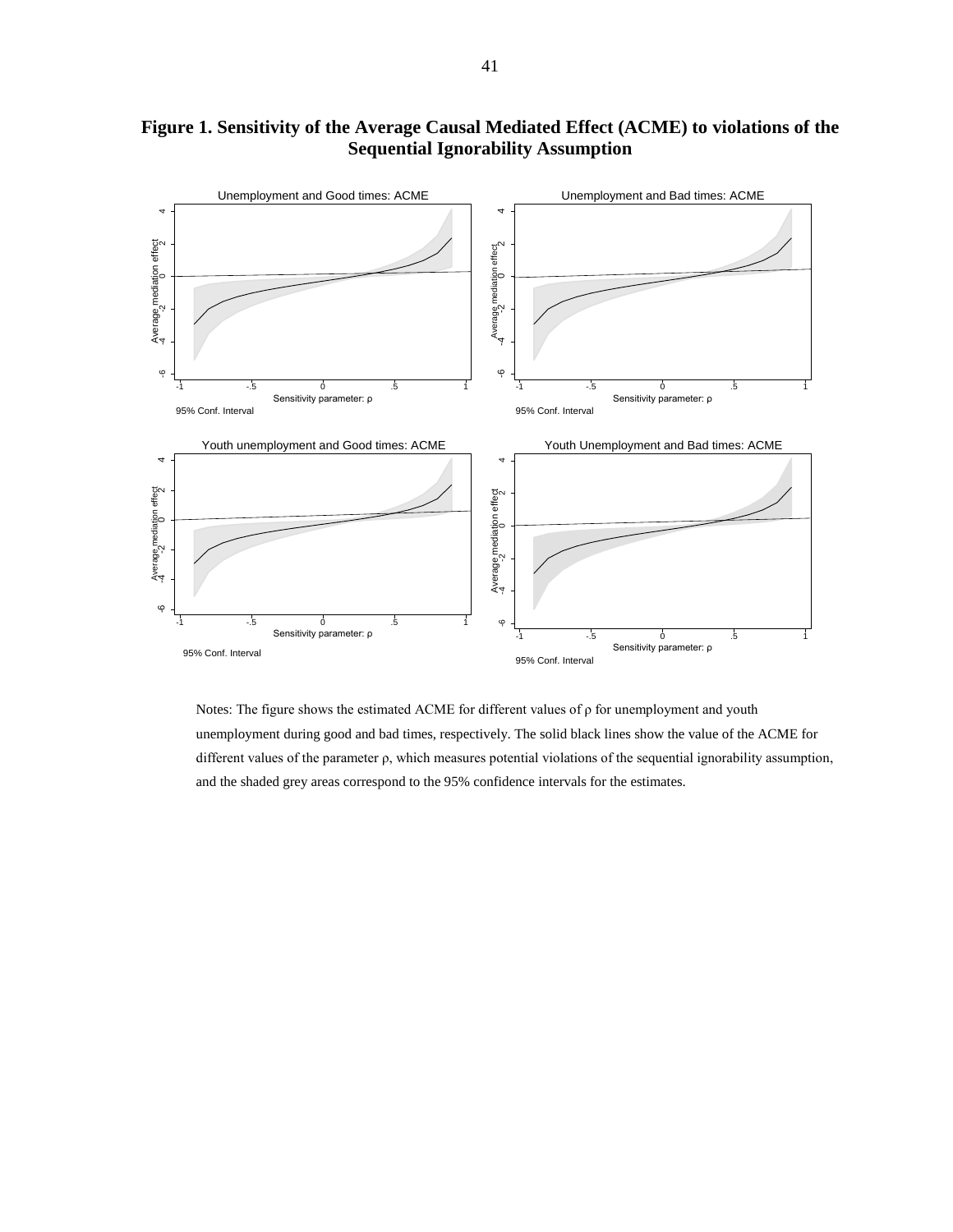**Figure 1. Sensitivity of the Average Causal Mediated Effect (ACME) to violations of the Sequential Ignorability Assumption**

Unemployment and Good times: ACME

Average mediation effect

4
2
0
-2
-4
-6

-1 -.5 0 .5 1

Sensitivity parameter: ρ

95% Conf. Interval

Unemployment and Bad times: ACME

Average mediation effect

4
2
0
-2
-4
-6

-1 -.5 0 .5 1

Sensitivity parameter: ρ

95% Conf. Interval

Youth unemployment and Good times: ACME

Average mediation effect

4
2
0
-2
-4
-6

-1 -.5 0 .5 1

Sensitivity parameter: ρ

95% Conf. Interval

Youth Unemployment and Bad times: ACME

Average mediation effect

4
2
0
-2
-4
-6

-1 -.5 0 .5 1

Sensitivity parameter: ρ

95% Conf. Interval

Notes: The figure shows the estimated ACME for different values of ρ for unemployment and youth unemployment during good and bad times, respectively. The solid black lines show the value of the ACME for different values of the parameter ρ, which measures potential violations of the sequential ignorability assumption, and the shaded grey areas correspond to the 95% confidence intervals for the estimates.